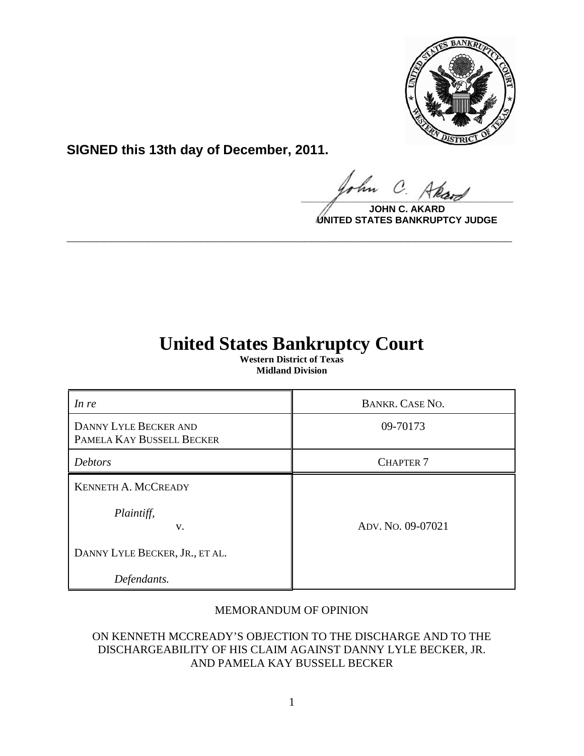**SIGNED this 13th day of December, 2011.**

**JOHN C. AKARD**
**UNITED STATES BANKRUPTCY JUDGE**

---

# United States Bankruptcy Court

**Western District of Texas**
**Midland Division**

| | |
|---|---|
| *In re* | BANKR. CASE NO. |
| DANNY LYLE BECKER AND PAMELA KAY BUSSELL BECKER | 09-70173 |
| *Debtors* | CHAPTER 7 |
| KENNETH A. MCCREADY<br><br>*Plaintiff,*<br>v.<br><br>DANNY LYLE BECKER, JR., ET AL.<br><br>*Defendants.* | ADV. NO. 09-07021 |

MEMORANDUM OF OPINION

ON KENNETH MCCREADY'S OBJECTION TO THE DISCHARGE AND TO THE DISCHARGEABILITY OF HIS CLAIM AGAINST DANNY LYLE BECKER, JR. AND PAMELA KAY BUSSELL BECKER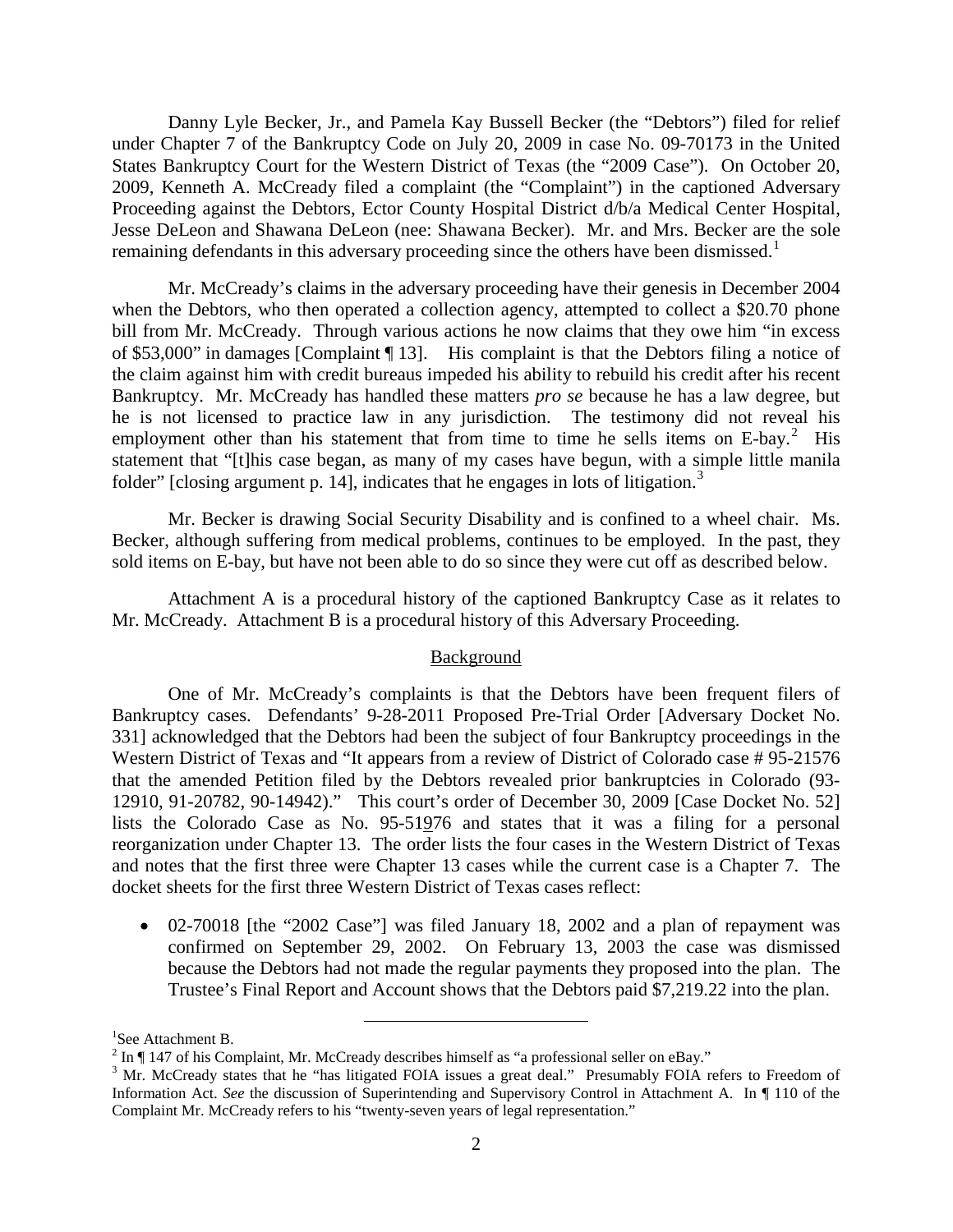Danny Lyle Becker, Jr., and Pamela Kay Bussell Becker (the "Debtors") filed for relief under Chapter 7 of the Bankruptcy Code on July 20, 2009 in case No. 09-70173 in the United States Bankruptcy Court for the Western District of Texas (the "2009 Case"). On October 20, 2009, Kenneth A. McCready filed a complaint (the "Complaint") in the captioned Adversary Proceeding against the Debtors, Ector County Hospital District d/b/a Medical Center Hospital, Jesse DeLeon and Shawana DeLeon (nee: Shawana Becker). Mr. and Mrs. Becker are the sole remaining defendants in this adversary proceeding since the others have been dismissed.[1]

Mr. McCready's claims in the adversary proceeding have their genesis in December 2004 when the Debtors, who then operated a collection agency, attempted to collect a $20.70 phone bill from Mr. McCready. Through various actions he now claims that they owe him "in excess of $53,000" in damages [Complaint ¶ 13]. His complaint is that the Debtors filing a notice of the claim against him with credit bureaus impeded his ability to rebuild his credit after his recent Bankruptcy. Mr. McCready has handled these matters *pro se* because he has a law degree, but he is not licensed to practice law in any jurisdiction. The testimony did not reveal his employment other than his statement that from time to time he sells items on E-bay.[2] His statement that "[t]his case began, as many of my cases have begun, with a simple little manila folder" [closing argument p. 14], indicates that he engages in lots of litigation.[3]

Mr. Becker is drawing Social Security Disability and is confined to a wheel chair. Ms. Becker, although suffering from medical problems, continues to be employed. In the past, they sold items on E-bay, but have not been able to do so since they were cut off as described below.

Attachment A is a procedural history of the captioned Bankruptcy Case as it relates to Mr. McCready. Attachment B is a procedural history of this Adversary Proceeding.

## Background

One of Mr. McCready's complaints is that the Debtors have been frequent filers of Bankruptcy cases. Defendants' 9-28-2011 Proposed Pre-Trial Order [Adversary Docket No. 331] acknowledged that the Debtors had been the subject of four Bankruptcy proceedings in the Western District of Texas and "It appears from a review of District of Colorado case # 95-21576 that the amended Petition filed by the Debtors revealed prior bankruptcies in Colorado (93-12910, 91-20782, 90-14942)." This court's order of December 30, 2009 [Case Docket No. 52] lists the Colorado Case as No. 95-51<u>9</u>76 and states that it was a filing for a personal reorganization under Chapter 13. The order lists the four cases in the Western District of Texas and notes that the first three were Chapter 13 cases while the current case is a Chapter 7. The docket sheets for the first three Western District of Texas cases reflect:

- 02-70018 [the "2002 Case"] was filed January 18, 2002 and a plan of repayment was confirmed on September 29, 2002. On February 13, 2003 the case was dismissed because the Debtors had not made the regular payments they proposed into the plan. The Trustee's Final Report and Account shows that the Debtors paid $7,219.22 into the plan.

---

[1] See Attachment B.

[2] In ¶ 147 of his Complaint, Mr. McCready describes himself as "a professional seller on eBay."

[3] Mr. McCready states that he "has litigated FOIA issues a great deal." Presumably FOIA refers to Freedom of Information Act. *See* the discussion of Superintending and Supervisory Control in Attachment A. In ¶ 110 of the Complaint Mr. McCready refers to his "twenty-seven years of legal representation."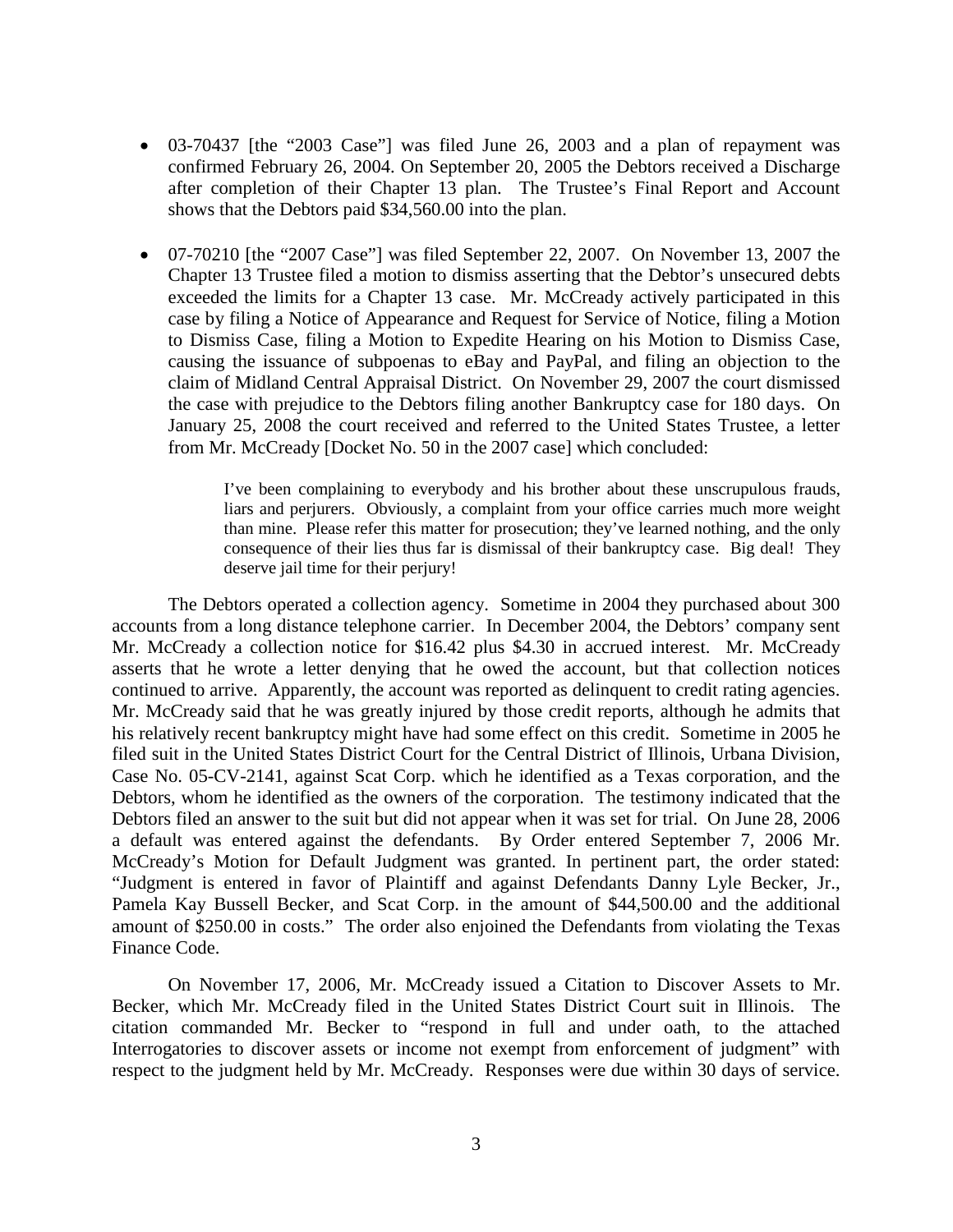- 03-70437 [the "2003 Case"] was filed June 26, 2003 and a plan of repayment was confirmed February 26, 2004. On September 20, 2005 the Debtors received a Discharge after completion of their Chapter 13 plan. The Trustee's Final Report and Account shows that the Debtors paid $34,560.00 into the plan.

- 07-70210 [the "2007 Case"] was filed September 22, 2007. On November 13, 2007 the Chapter 13 Trustee filed a motion to dismiss asserting that the Debtor's unsecured debts exceeded the limits for a Chapter 13 case. Mr. McCready actively participated in this case by filing a Notice of Appearance and Request for Service of Notice, filing a Motion to Dismiss Case, filing a Motion to Expedite Hearing on his Motion to Dismiss Case, causing the issuance of subpoenas to eBay and PayPal, and filing an objection to the claim of Midland Central Appraisal District. On November 29, 2007 the court dismissed the case with prejudice to the Debtors filing another Bankruptcy case for 180 days. On January 25, 2008 the court received and referred to the United States Trustee, a letter from Mr. McCready [Docket No. 50 in the 2007 case] which concluded:

> I've been complaining to everybody and his brother about these unscrupulous frauds, liars and perjurers. Obviously, a complaint from your office carries much more weight than mine. Please refer this matter for prosecution; they've learned nothing, and the only consequence of their lies thus far is dismissal of their bankruptcy case. Big deal! They deserve jail time for their perjury!

The Debtors operated a collection agency. Sometime in 2004 they purchased about 300 accounts from a long distance telephone carrier. In December 2004, the Debtors' company sent Mr. McCready a collection notice for $16.42 plus $4.30 in accrued interest. Mr. McCready asserts that he wrote a letter denying that he owed the account, but that collection notices continued to arrive. Apparently, the account was reported as delinquent to credit rating agencies. Mr. McCready said that he was greatly injured by those credit reports, although he admits that his relatively recent bankruptcy might have had some effect on this credit. Sometime in 2005 he filed suit in the United States District Court for the Central District of Illinois, Urbana Division, Case No. 05-CV-2141, against Scat Corp. which he identified as a Texas corporation, and the Debtors, whom he identified as the owners of the corporation. The testimony indicated that the Debtors filed an answer to the suit but did not appear when it was set for trial. On June 28, 2006 a default was entered against the defendants. By Order entered September 7, 2006 Mr. McCready's Motion for Default Judgment was granted. In pertinent part, the order stated: "Judgment is entered in favor of Plaintiff and against Defendants Danny Lyle Becker, Jr., Pamela Kay Bussell Becker, and Scat Corp. in the amount of $44,500.00 and the additional amount of $250.00 in costs." The order also enjoined the Defendants from violating the Texas Finance Code.

On November 17, 2006, Mr. McCready issued a Citation to Discover Assets to Mr. Becker, which Mr. McCready filed in the United States District Court suit in Illinois. The citation commanded Mr. Becker to "respond in full and under oath, to the attached Interrogatories to discover assets or income not exempt from enforcement of judgment" with respect to the judgment held by Mr. McCready. Responses were due within 30 days of service.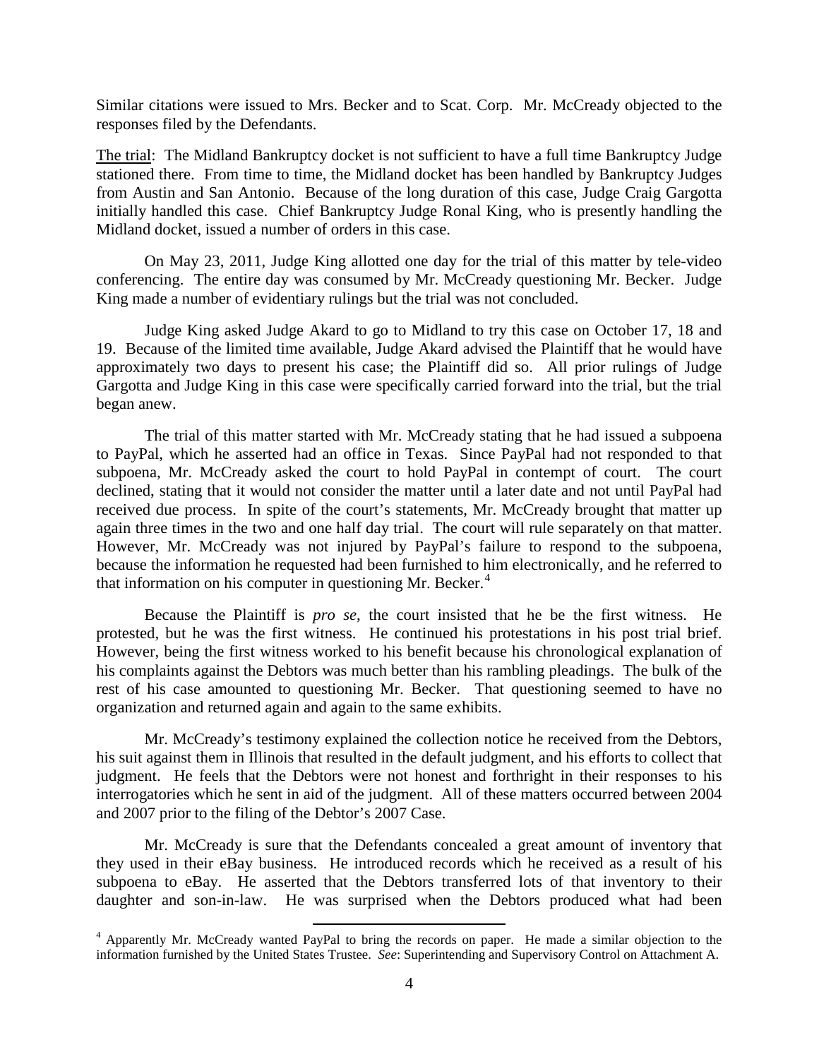Similar citations were issued to Mrs. Becker and to Scat. Corp. Mr. McCready objected to the responses filed by the Defendants.

The trial: The Midland Bankruptcy docket is not sufficient to have a full time Bankruptcy Judge stationed there. From time to time, the Midland docket has been handled by Bankruptcy Judges from Austin and San Antonio. Because of the long duration of this case, Judge Craig Gargotta initially handled this case. Chief Bankruptcy Judge Ronal King, who is presently handling the Midland docket, issued a number of orders in this case.

On May 23, 2011, Judge King allotted one day for the trial of this matter by tele-video conferencing. The entire day was consumed by Mr. McCready questioning Mr. Becker. Judge King made a number of evidentiary rulings but the trial was not concluded.

Judge King asked Judge Akard to go to Midland to try this case on October 17, 18 and 19. Because of the limited time available, Judge Akard advised the Plaintiff that he would have approximately two days to present his case; the Plaintiff did so. All prior rulings of Judge Gargotta and Judge King in this case were specifically carried forward into the trial, but the trial began anew.

The trial of this matter started with Mr. McCready stating that he had issued a subpoena to PayPal, which he asserted had an office in Texas. Since PayPal had not responded to that subpoena, Mr. McCready asked the court to hold PayPal in contempt of court. The court declined, stating that it would not consider the matter until a later date and not until PayPal had received due process. In spite of the court's statements, Mr. McCready brought that matter up again three times in the two and one half day trial. The court will rule separately on that matter. However, Mr. McCready was not injured by PayPal's failure to respond to the subpoena, because the information he requested had been furnished to him electronically, and he referred to that information on his computer in questioning Mr. Becker.[4]

Because the Plaintiff is *pro se*, the court insisted that he be the first witness. He protested, but he was the first witness. He continued his protestations in his post trial brief. However, being the first witness worked to his benefit because his chronological explanation of his complaints against the Debtors was much better than his rambling pleadings. The bulk of the rest of his case amounted to questioning Mr. Becker. That questioning seemed to have no organization and returned again and again to the same exhibits.

Mr. McCready's testimony explained the collection notice he received from the Debtors, his suit against them in Illinois that resulted in the default judgment, and his efforts to collect that judgment. He feels that the Debtors were not honest and forthright in their responses to his interrogatories which he sent in aid of the judgment. All of these matters occurred between 2004 and 2007 prior to the filing of the Debtor's 2007 Case.

Mr. McCready is sure that the Defendants concealed a great amount of inventory that they used in their eBay business. He introduced records which he received as a result of his subpoena to eBay. He asserted that the Debtors transferred lots of that inventory to their daughter and son-in-law. He was surprised when the Debtors produced what had been

---

[4] Apparently Mr. McCready wanted PayPal to bring the records on paper. He made a similar objection to the information furnished by the United States Trustee. *See*: Superintending and Supervisory Control on Attachment A.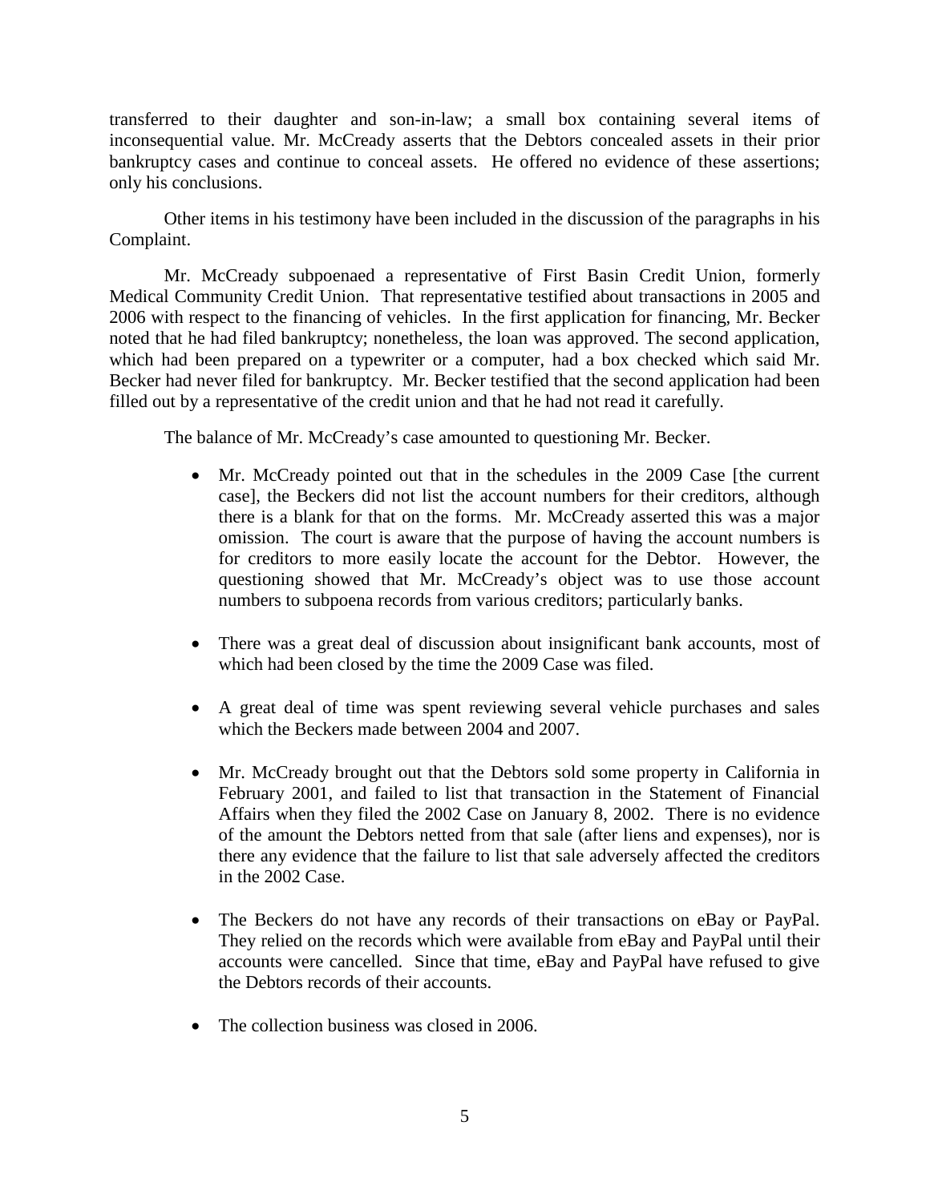transferred to their daughter and son-in-law; a small box containing several items of inconsequential value. Mr. McCready asserts that the Debtors concealed assets in their prior bankruptcy cases and continue to conceal assets. He offered no evidence of these assertions; only his conclusions.

Other items in his testimony have been included in the discussion of the paragraphs in his Complaint.

Mr. McCready subpoenaed a representative of First Basin Credit Union, formerly Medical Community Credit Union. That representative testified about transactions in 2005 and 2006 with respect to the financing of vehicles. In the first application for financing, Mr. Becker noted that he had filed bankruptcy; nonetheless, the loan was approved. The second application, which had been prepared on a typewriter or a computer, had a box checked which said Mr. Becker had never filed for bankruptcy. Mr. Becker testified that the second application had been filled out by a representative of the credit union and that he had not read it carefully.

The balance of Mr. McCready's case amounted to questioning Mr. Becker.

- Mr. McCready pointed out that in the schedules in the 2009 Case [the current case], the Beckers did not list the account numbers for their creditors, although there is a blank for that on the forms. Mr. McCready asserted this was a major omission. The court is aware that the purpose of having the account numbers is for creditors to more easily locate the account for the Debtor. However, the questioning showed that Mr. McCready's object was to use those account numbers to subpoena records from various creditors; particularly banks.

- There was a great deal of discussion about insignificant bank accounts, most of which had been closed by the time the 2009 Case was filed.

- A great deal of time was spent reviewing several vehicle purchases and sales which the Beckers made between 2004 and 2007.

- Mr. McCready brought out that the Debtors sold some property in California in February 2001, and failed to list that transaction in the Statement of Financial Affairs when they filed the 2002 Case on January 8, 2002. There is no evidence of the amount the Debtors netted from that sale (after liens and expenses), nor is there any evidence that the failure to list that sale adversely affected the creditors in the 2002 Case.

- The Beckers do not have any records of their transactions on eBay or PayPal. They relied on the records which were available from eBay and PayPal until their accounts were cancelled. Since that time, eBay and PayPal have refused to give the Debtors records of their accounts.

- The collection business was closed in 2006.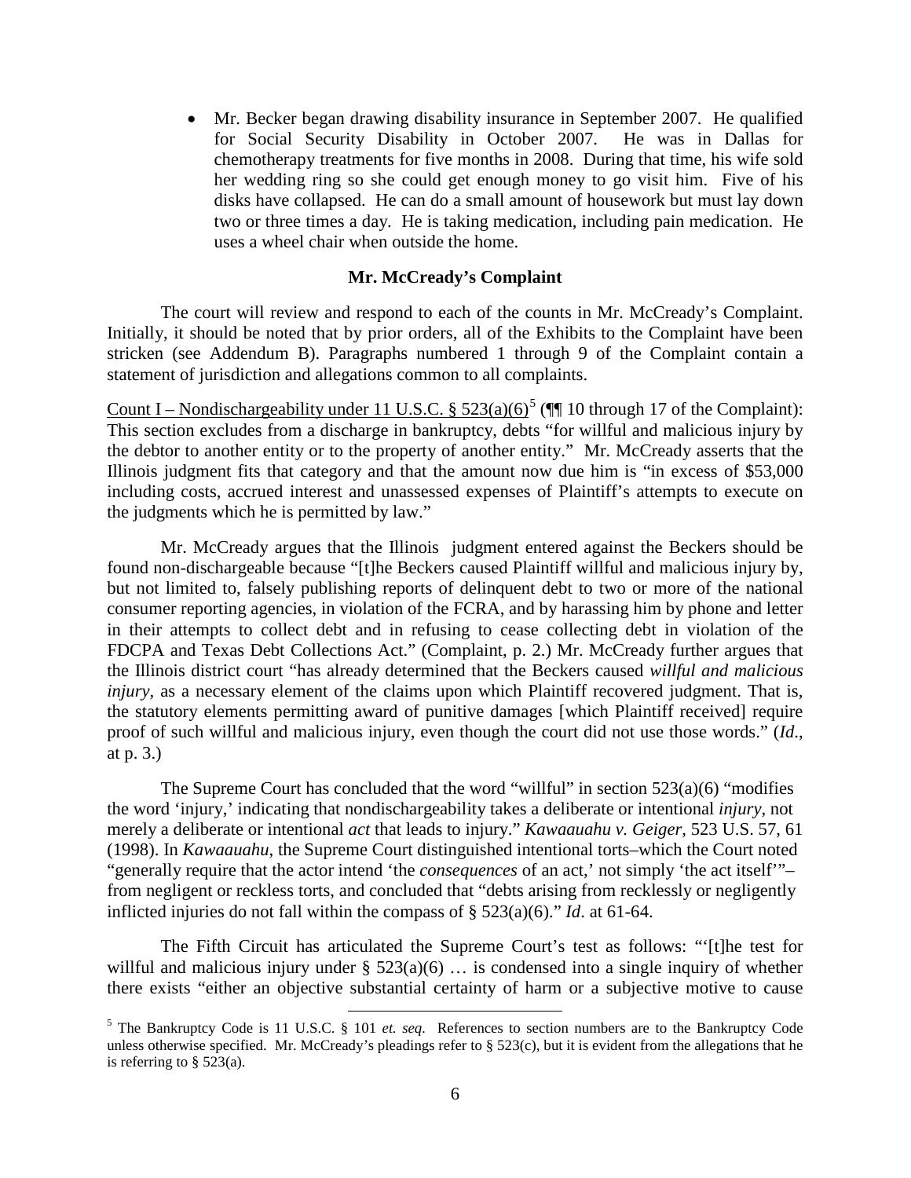- Mr. Becker began drawing disability insurance in September 2007. He qualified for Social Security Disability in October 2007. He was in Dallas for chemotherapy treatments for five months in 2008. During that time, his wife sold her wedding ring so she could get enough money to go visit him. Five of his disks have collapsed. He can do a small amount of housework but must lay down two or three times a day. He is taking medication, including pain medication. He uses a wheel chair when outside the home.

**Mr. McCready's Complaint**

The court will review and respond to each of the counts in Mr. McCready's Complaint. Initially, it should be noted that by prior orders, all of the Exhibits to the Complaint have been stricken (see Addendum B). Paragraphs numbered 1 through 9 of the Complaint contain a statement of jurisdiction and allegations common to all complaints.

Count I – Nondischargeability under 11 U.S.C. § 523(a)(6)[5] (¶¶ 10 through 17 of the Complaint): This section excludes from a discharge in bankruptcy, debts "for willful and malicious injury by the debtor to another entity or to the property of another entity." Mr. McCready asserts that the Illinois judgment fits that category and that the amount now due him is "in excess of $53,000 including costs, accrued interest and unassessed expenses of Plaintiff's attempts to execute on the judgments which he is permitted by law."

Mr. McCready argues that the Illinois judgment entered against the Beckers should be found non-dischargeable because "[t]he Beckers caused Plaintiff willful and malicious injury by, but not limited to, falsely publishing reports of delinquent debt to two or more of the national consumer reporting agencies, in violation of the FCRA, and by harassing him by phone and letter in their attempts to collect debt and in refusing to cease collecting debt in violation of the FDCPA and Texas Debt Collections Act." (Complaint, p. 2.) Mr. McCready further argues that the Illinois district court "has already determined that the Beckers caused *willful and malicious injury*, as a necessary element of the claims upon which Plaintiff recovered judgment. That is, the statutory elements permitting award of punitive damages [which Plaintiff received] require proof of such willful and malicious injury, even though the court did not use those words." (*Id*., at p. 3.)

The Supreme Court has concluded that the word "willful" in section 523(a)(6) "modifies the word 'injury,' indicating that nondischargeability takes a deliberate or intentional *injury*, not merely a deliberate or intentional *act* that leads to injury." *Kawaauahu v. Geiger*, 523 U.S. 57, 61 (1998). In *Kawaauahu*, the Supreme Court distinguished intentional torts–which the Court noted "generally require that the actor intend 'the *consequences* of an act,' not simply 'the act itself'"– from negligent or reckless torts, and concluded that "debts arising from recklessly or negligently inflicted injuries do not fall within the compass of § 523(a)(6)." *Id*. at 61-64.

The Fifth Circuit has articulated the Supreme Court's test as follows: "'[t]he test for willful and malicious injury under § 523(a)(6) … is condensed into a single inquiry of whether there exists "either an objective substantial certainty of harm or a subjective motive to cause

[5] The Bankruptcy Code is 11 U.S.C. § 101 *et. seq.* References to section numbers are to the Bankruptcy Code unless otherwise specified. Mr. McCready's pleadings refer to § 523(c), but it is evident from the allegations that he is referring to § 523(a).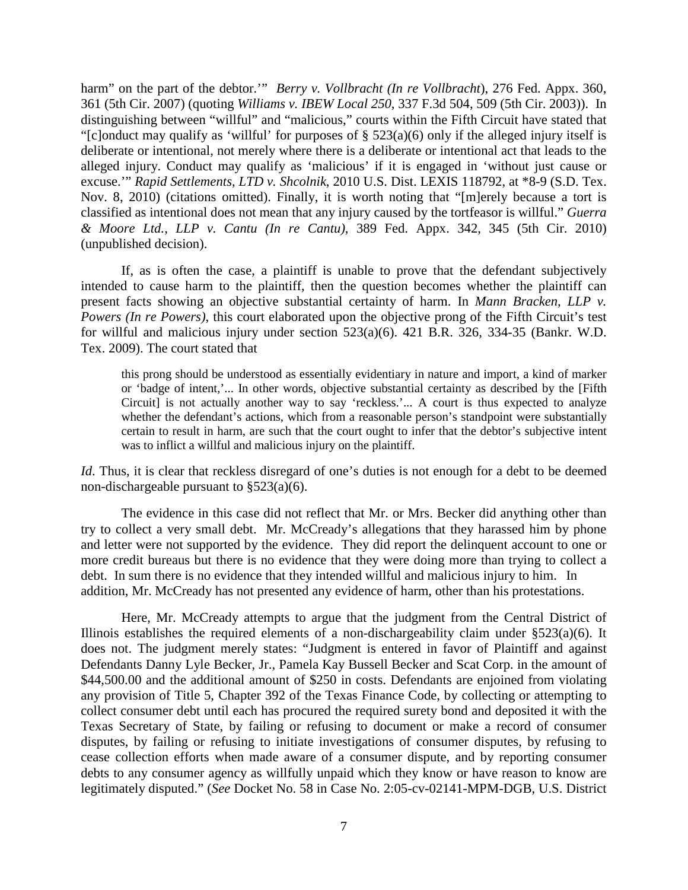harm" on the part of the debtor.'" *Berry v. Vollbracht (In re Vollbracht*), 276 Fed. Appx. 360, 361 (5th Cir. 2007) (quoting *Williams v. IBEW Local 250*, 337 F.3d 504, 509 (5th Cir. 2003)). In distinguishing between "willful" and "malicious," courts within the Fifth Circuit have stated that "[c]onduct may qualify as 'willful' for purposes of § 523(a)(6) only if the alleged injury itself is deliberate or intentional, not merely where there is a deliberate or intentional act that leads to the alleged injury. Conduct may qualify as 'malicious' if it is engaged in 'without just cause or excuse.'" *Rapid Settlements, LTD v. Shcolnik*, 2010 U.S. Dist. LEXIS 118792, at *8-9 (S.D. Tex. Nov. 8, 2010) (citations omitted). Finally, it is worth noting that "[m]erely because a tort is classified as intentional does not mean that any injury caused by the tortfeasor is willful." *Guerra & Moore Ltd., LLP v. Cantu (In re Cantu)*, 389 Fed. Appx. 342, 345 (5th Cir. 2010) (unpublished decision).

If, as is often the case, a plaintiff is unable to prove that the defendant subjectively intended to cause harm to the plaintiff, then the question becomes whether the plaintiff can present facts showing an objective substantial certainty of harm. In *Mann Bracken, LLP v. Powers (In re Powers)*, this court elaborated upon the objective prong of the Fifth Circuit's test for willful and malicious injury under section 523(a)(6). 421 B.R. 326, 334-35 (Bankr. W.D. Tex. 2009). The court stated that

> this prong should be understood as essentially evidentiary in nature and import, a kind of marker or 'badge of intent,'... In other words, objective substantial certainty as described by the [Fifth Circuit] is not actually another way to say 'reckless.'... A court is thus expected to analyze whether the defendant's actions, which from a reasonable person's standpoint were substantially certain to result in harm, are such that the court ought to infer that the debtor's subjective intent was to inflict a willful and malicious injury on the plaintiff.

*Id*. Thus, it is clear that reckless disregard of one's duties is not enough for a debt to be deemed non-dischargeable pursuant to §523(a)(6).

The evidence in this case did not reflect that Mr. or Mrs. Becker did anything other than try to collect a very small debt. Mr. McCready's allegations that they harassed him by phone and letter were not supported by the evidence. They did report the delinquent account to one or more credit bureaus but there is no evidence that they were doing more than trying to collect a debt. In sum there is no evidence that they intended willful and malicious injury to him. In addition, Mr. McCready has not presented any evidence of harm, other than his protestations.

Here, Mr. McCready attempts to argue that the judgment from the Central District of Illinois establishes the required elements of a non-dischargeability claim under §523(a)(6). It does not. The judgment merely states: "Judgment is entered in favor of Plaintiff and against Defendants Danny Lyle Becker, Jr., Pamela Kay Bussell Becker and Scat Corp. in the amount of $44,500.00 and the additional amount of $250 in costs. Defendants are enjoined from violating any provision of Title 5, Chapter 392 of the Texas Finance Code, by collecting or attempting to collect consumer debt until each has procured the required surety bond and deposited it with the Texas Secretary of State, by failing or refusing to document or make a record of consumer disputes, by failing or refusing to initiate investigations of consumer disputes, by refusing to cease collection efforts when made aware of a consumer dispute, and by reporting consumer debts to any consumer agency as willfully unpaid which they know or have reason to know are legitimately disputed." (*See* Docket No. 58 in Case No. 2:05-cv-02141-MPM-DGB, U.S. District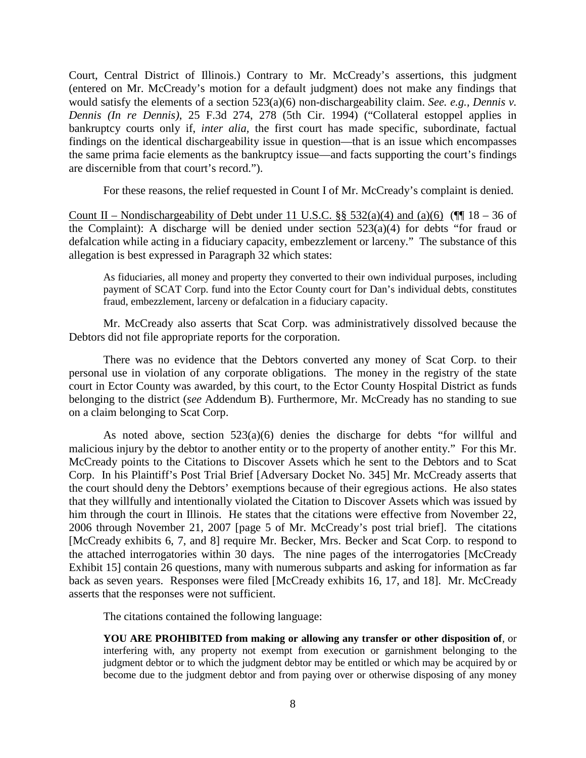Court, Central District of Illinois.) Contrary to Mr. McCready's assertions, this judgment (entered on Mr. McCready's motion for a default judgment) does not make any findings that would satisfy the elements of a section 523(a)(6) non-dischargeability claim. *See. e.g., Dennis v. Dennis (In re Dennis)*, 25 F.3d 274, 278 (5th Cir. 1994) ("Collateral estoppel applies in bankruptcy courts only if, *inter alia*, the first court has made specific, subordinate, factual findings on the identical dischargeability issue in question—that is an issue which encompasses the same prima facie elements as the bankruptcy issue—and facts supporting the court's findings are discernible from that court's record.").

For these reasons, the relief requested in Count I of Mr. McCready's complaint is denied.

Count II – Nondischargeability of Debt under 11 U.S.C. §§ 532(a)(4) and (a)(6) (¶¶ 18 – 36 of the Complaint): A discharge will be denied under section 523(a)(4) for debts "for fraud or defalcation while acting in a fiduciary capacity, embezzlement or larceny." The substance of this allegation is best expressed in Paragraph 32 which states:

> As fiduciaries, all money and property they converted to their own individual purposes, including payment of SCAT Corp. fund into the Ector County court for Dan's individual debts, constitutes fraud, embezzlement, larceny or defalcation in a fiduciary capacity.

Mr. McCready also asserts that Scat Corp. was administratively dissolved because the Debtors did not file appropriate reports for the corporation.

There was no evidence that the Debtors converted any money of Scat Corp. to their personal use in violation of any corporate obligations. The money in the registry of the state court in Ector County was awarded, by this court, to the Ector County Hospital District as funds belonging to the district (*see* Addendum B). Furthermore, Mr. McCready has no standing to sue on a claim belonging to Scat Corp.

As noted above, section 523(a)(6) denies the discharge for debts "for willful and malicious injury by the debtor to another entity or to the property of another entity." For this Mr. McCready points to the Citations to Discover Assets which he sent to the Debtors and to Scat Corp. In his Plaintiff's Post Trial Brief [Adversary Docket No. 345] Mr. McCready asserts that the court should deny the Debtors' exemptions because of their egregious actions. He also states that they willfully and intentionally violated the Citation to Discover Assets which was issued by him through the court in Illinois. He states that the citations were effective from November 22, 2006 through November 21, 2007 [page 5 of Mr. McCready's post trial brief]. The citations [McCready exhibits 6, 7, and 8] require Mr. Becker, Mrs. Becker and Scat Corp. to respond to the attached interrogatories within 30 days. The nine pages of the interrogatories [McCready Exhibit 15] contain 26 questions, many with numerous subparts and asking for information as far back as seven years. Responses were filed [McCready exhibits 16, 17, and 18]. Mr. McCready asserts that the responses were not sufficient.

The citations contained the following language:

> **YOU ARE PROHIBITED from making or allowing any transfer or other disposition of**, or interfering with, any property not exempt from execution or garnishment belonging to the judgment debtor or to which the judgment debtor may be entitled or which may be acquired by or become due to the judgment debtor and from paying over or otherwise disposing of any money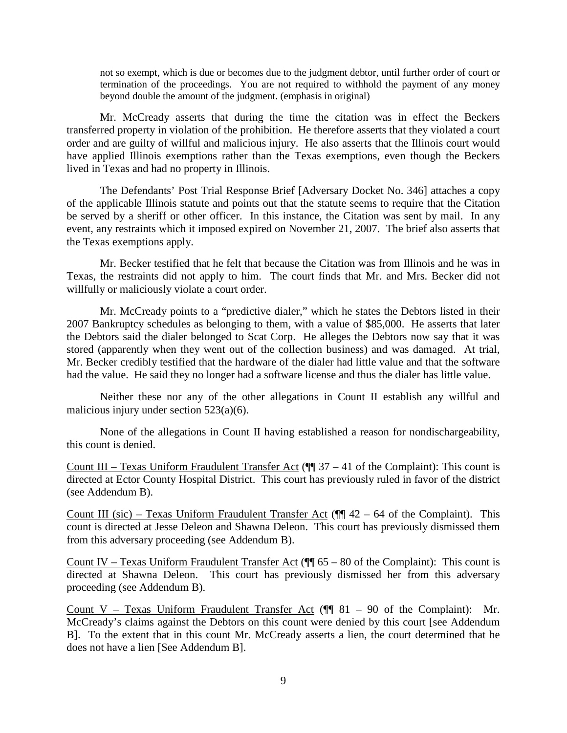> not so exempt, which is due or becomes due to the judgment debtor, until further order of court or termination of the proceedings. You are not required to withhold the payment of any money beyond double the amount of the judgment. (emphasis in original)

Mr. McCready asserts that during the time the citation was in effect the Beckers transferred property in violation of the prohibition. He therefore asserts that they violated a court order and are guilty of willful and malicious injury. He also asserts that the Illinois court would have applied Illinois exemptions rather than the Texas exemptions, even though the Beckers lived in Texas and had no property in Illinois.

The Defendants' Post Trial Response Brief [Adversary Docket No. 346] attaches a copy of the applicable Illinois statute and points out that the statute seems to require that the Citation be served by a sheriff or other officer. In this instance, the Citation was sent by mail. In any event, any restraints which it imposed expired on November 21, 2007. The brief also asserts that the Texas exemptions apply.

Mr. Becker testified that he felt that because the Citation was from Illinois and he was in Texas, the restraints did not apply to him. The court finds that Mr. and Mrs. Becker did not willfully or maliciously violate a court order.

Mr. McCready points to a "predictive dialer," which he states the Debtors listed in their 2007 Bankruptcy schedules as belonging to them, with a value of $85,000. He asserts that later the Debtors said the dialer belonged to Scat Corp. He alleges the Debtors now say that it was stored (apparently when they went out of the collection business) and was damaged. At trial, Mr. Becker credibly testified that the hardware of the dialer had little value and that the software had the value. He said they no longer had a software license and thus the dialer has little value.

Neither these nor any of the other allegations in Count II establish any willful and malicious injury under section 523(a)(6).

None of the allegations in Count II having established a reason for nondischargeability, this count is denied.

<u>Count III – Texas Uniform Fraudulent Transfer Act</u> (¶¶ 37 – 41 of the Complaint): This count is directed at Ector County Hospital District. This court has previously ruled in favor of the district (see Addendum B).

<u>Count III (sic) – Texas Uniform Fraudulent Transfer Act</u> (¶¶ 42 – 64 of the Complaint). This count is directed at Jesse Deleon and Shawna Deleon. This court has previously dismissed them from this adversary proceeding (see Addendum B).

<u>Count IV – Texas Uniform Fraudulent Transfer Act</u> (¶¶ 65 – 80 of the Complaint): This count is directed at Shawna Deleon. This court has previously dismissed her from this adversary proceeding (see Addendum B).

<u>Count V – Texas Uniform Fraudulent Transfer Act</u> (¶¶ 81 – 90 of the Complaint): Mr. McCready's claims against the Debtors on this count were denied by this court [see Addendum B]. To the extent that in this count Mr. McCready asserts a lien, the court determined that he does not have a lien [See Addendum B].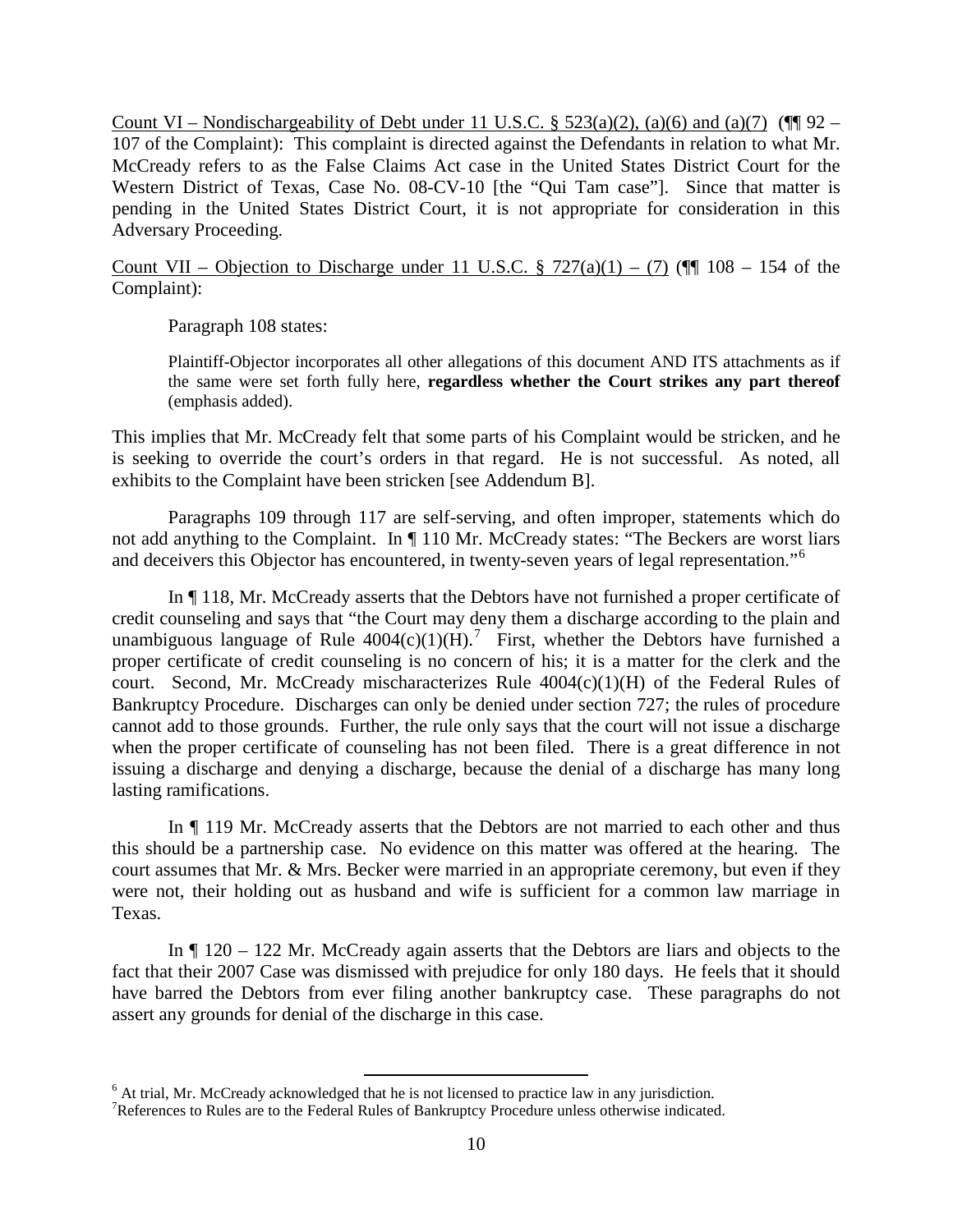Count VI – Nondischargeability of Debt under 11 U.S.C. § 523(a)(2), (a)(6) and (a)(7) (¶¶ 92 – 107 of the Complaint): This complaint is directed against the Defendants in relation to what Mr. McCready refers to as the False Claims Act case in the United States District Court for the Western District of Texas, Case No. 08-CV-10 [the "Qui Tam case"]. Since that matter is pending in the United States District Court, it is not appropriate for consideration in this Adversary Proceeding.

Count VII – Objection to Discharge under 11 U.S.C. § 727(a)(1) – (7) (¶¶ 108 – 154 of the Complaint):

Paragraph 108 states:

> Plaintiff-Objector incorporates all other allegations of this document AND ITS attachments as if the same were set forth fully here, **regardless whether the Court strikes any part thereof** (emphasis added).

This implies that Mr. McCready felt that some parts of his Complaint would be stricken, and he is seeking to override the court's orders in that regard. He is not successful. As noted, all exhibits to the Complaint have been stricken [see Addendum B].

Paragraphs 109 through 117 are self-serving, and often improper, statements which do not add anything to the Complaint. In ¶ 110 Mr. McCready states: "The Beckers are worst liars and deceivers this Objector has encountered, in twenty-seven years of legal representation."[6]

In ¶ 118, Mr. McCready asserts that the Debtors have not furnished a proper certificate of credit counseling and says that "the Court may deny them a discharge according to the plain and unambiguous language of Rule 4004(c)(1)(H).[7] First, whether the Debtors have furnished a proper certificate of credit counseling is no concern of his; it is a matter for the clerk and the court. Second, Mr. McCready mischaracterizes Rule 4004(c)(1)(H) of the Federal Rules of Bankruptcy Procedure. Discharges can only be denied under section 727; the rules of procedure cannot add to those grounds. Further, the rule only says that the court will not issue a discharge when the proper certificate of counseling has not been filed. There is a great difference in not issuing a discharge and denying a discharge, because the denial of a discharge has many long lasting ramifications.

In ¶ 119 Mr. McCready asserts that the Debtors are not married to each other and thus this should be a partnership case. No evidence on this matter was offered at the hearing. The court assumes that Mr. & Mrs. Becker were married in an appropriate ceremony, but even if they were not, their holding out as husband and wife is sufficient for a common law marriage in Texas.

In ¶ 120 – 122 Mr. McCready again asserts that the Debtors are liars and objects to the fact that their 2007 Case was dismissed with prejudice for only 180 days. He feels that it should have barred the Debtors from ever filing another bankruptcy case. These paragraphs do not assert any grounds for denial of the discharge in this case.

---

[6] At trial, Mr. McCready acknowledged that he is not licensed to practice law in any jurisdiction.

[7] References to Rules are to the Federal Rules of Bankruptcy Procedure unless otherwise indicated.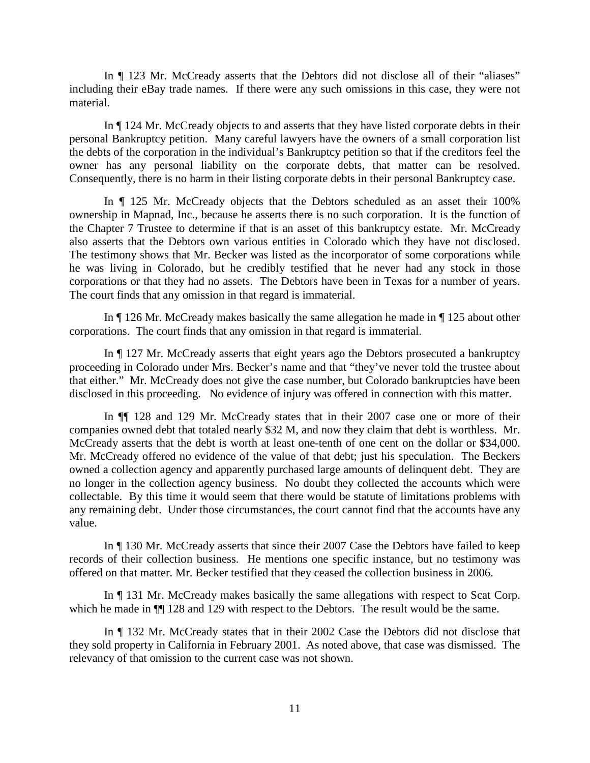In ¶ 123 Mr. McCready asserts that the Debtors did not disclose all of their "aliases" including their eBay trade names. If there were any such omissions in this case, they were not material.

In ¶ 124 Mr. McCready objects to and asserts that they have listed corporate debts in their personal Bankruptcy petition. Many careful lawyers have the owners of a small corporation list the debts of the corporation in the individual's Bankruptcy petition so that if the creditors feel the owner has any personal liability on the corporate debts, that matter can be resolved. Consequently, there is no harm in their listing corporate debts in their personal Bankruptcy case.

In ¶ 125 Mr. McCready objects that the Debtors scheduled as an asset their 100% ownership in Mapnad, Inc., because he asserts there is no such corporation. It is the function of the Chapter 7 Trustee to determine if that is an asset of this bankruptcy estate. Mr. McCready also asserts that the Debtors own various entities in Colorado which they have not disclosed. The testimony shows that Mr. Becker was listed as the incorporator of some corporations while he was living in Colorado, but he credibly testified that he never had any stock in those corporations or that they had no assets. The Debtors have been in Texas for a number of years. The court finds that any omission in that regard is immaterial.

In ¶ 126 Mr. McCready makes basically the same allegation he made in ¶ 125 about other corporations. The court finds that any omission in that regard is immaterial.

In ¶ 127 Mr. McCready asserts that eight years ago the Debtors prosecuted a bankruptcy proceeding in Colorado under Mrs. Becker's name and that "they've never told the trustee about that either." Mr. McCready does not give the case number, but Colorado bankruptcies have been disclosed in this proceeding. No evidence of injury was offered in connection with this matter.

In ¶¶ 128 and 129 Mr. McCready states that in their 2007 case one or more of their companies owned debt that totaled nearly \$32 M, and now they claim that debt is worthless. Mr. McCready asserts that the debt is worth at least one-tenth of one cent on the dollar or \$34,000. Mr. McCready offered no evidence of the value of that debt; just his speculation. The Beckers owned a collection agency and apparently purchased large amounts of delinquent debt. They are no longer in the collection agency business. No doubt they collected the accounts which were collectable. By this time it would seem that there would be statute of limitations problems with any remaining debt. Under those circumstances, the court cannot find that the accounts have any value.

In ¶ 130 Mr. McCready asserts that since their 2007 Case the Debtors have failed to keep records of their collection business. He mentions one specific instance, but no testimony was offered on that matter. Mr. Becker testified that they ceased the collection business in 2006.

In ¶ 131 Mr. McCready makes basically the same allegations with respect to Scat Corp. which he made in ¶¶ 128 and 129 with respect to the Debtors. The result would be the same.

In ¶ 132 Mr. McCready states that in their 2002 Case the Debtors did not disclose that they sold property in California in February 2001. As noted above, that case was dismissed. The relevancy of that omission to the current case was not shown.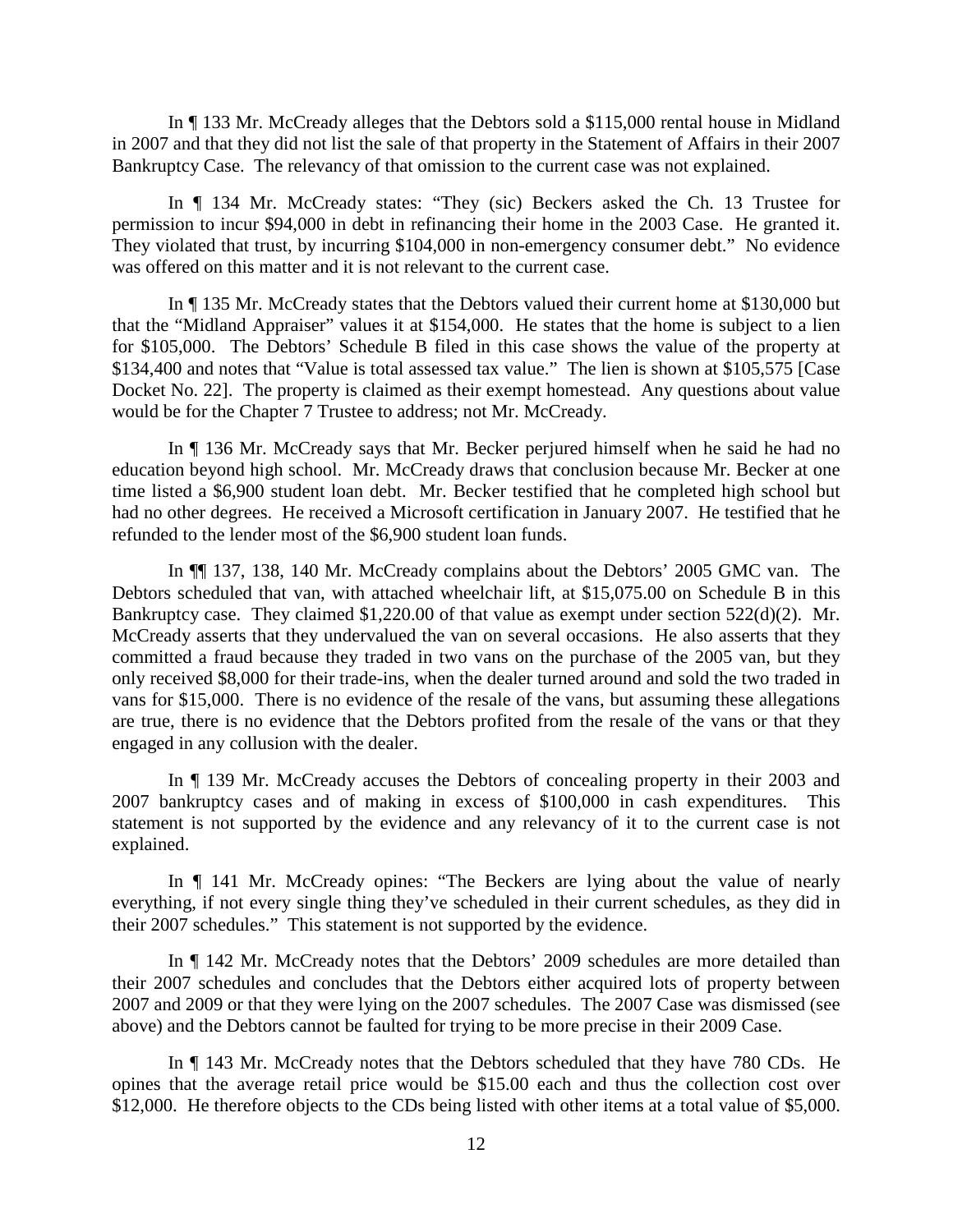In ¶ 133 Mr. McCready alleges that the Debtors sold a $115,000 rental house in Midland in 2007 and that they did not list the sale of that property in the Statement of Affairs in their 2007 Bankruptcy Case. The relevancy of that omission to the current case was not explained.

In ¶ 134 Mr. McCready states: "They (sic) Beckers asked the Ch. 13 Trustee for permission to incur $94,000 in debt in refinancing their home in the 2003 Case. He granted it. They violated that trust, by incurring $104,000 in non-emergency consumer debt." No evidence was offered on this matter and it is not relevant to the current case.

In ¶ 135 Mr. McCready states that the Debtors valued their current home at $130,000 but that the "Midland Appraiser" values it at $154,000. He states that the home is subject to a lien for $105,000. The Debtors' Schedule B filed in this case shows the value of the property at $134,400 and notes that "Value is total assessed tax value." The lien is shown at $105,575 [Case Docket No. 22]. The property is claimed as their exempt homestead. Any questions about value would be for the Chapter 7 Trustee to address; not Mr. McCready.

In ¶ 136 Mr. McCready says that Mr. Becker perjured himself when he said he had no education beyond high school. Mr. McCready draws that conclusion because Mr. Becker at one time listed a $6,900 student loan debt. Mr. Becker testified that he completed high school but had no other degrees. He received a Microsoft certification in January 2007. He testified that he refunded to the lender most of the $6,900 student loan funds.

In ¶¶ 137, 138, 140 Mr. McCready complains about the Debtors' 2005 GMC van. The Debtors scheduled that van, with attached wheelchair lift, at $15,075.00 on Schedule B in this Bankruptcy case. They claimed $1,220.00 of that value as exempt under section 522(d)(2). Mr. McCready asserts that they undervalued the van on several occasions. He also asserts that they committed a fraud because they traded in two vans on the purchase of the 2005 van, but they only received $8,000 for their trade-ins, when the dealer turned around and sold the two traded in vans for $15,000. There is no evidence of the resale of the vans, but assuming these allegations are true, there is no evidence that the Debtors profited from the resale of the vans or that they engaged in any collusion with the dealer.

In ¶ 139 Mr. McCready accuses the Debtors of concealing property in their 2003 and 2007 bankruptcy cases and of making in excess of $100,000 in cash expenditures. This statement is not supported by the evidence and any relevancy of it to the current case is not explained.

In ¶ 141 Mr. McCready opines: "The Beckers are lying about the value of nearly everything, if not every single thing they've scheduled in their current schedules, as they did in their 2007 schedules." This statement is not supported by the evidence.

In ¶ 142 Mr. McCready notes that the Debtors' 2009 schedules are more detailed than their 2007 schedules and concludes that the Debtors either acquired lots of property between 2007 and 2009 or that they were lying on the 2007 schedules. The 2007 Case was dismissed (see above) and the Debtors cannot be faulted for trying to be more precise in their 2009 Case.

In ¶ 143 Mr. McCready notes that the Debtors scheduled that they have 780 CDs. He opines that the average retail price would be $15.00 each and thus the collection cost over $12,000. He therefore objects to the CDs being listed with other items at a total value of $5,000.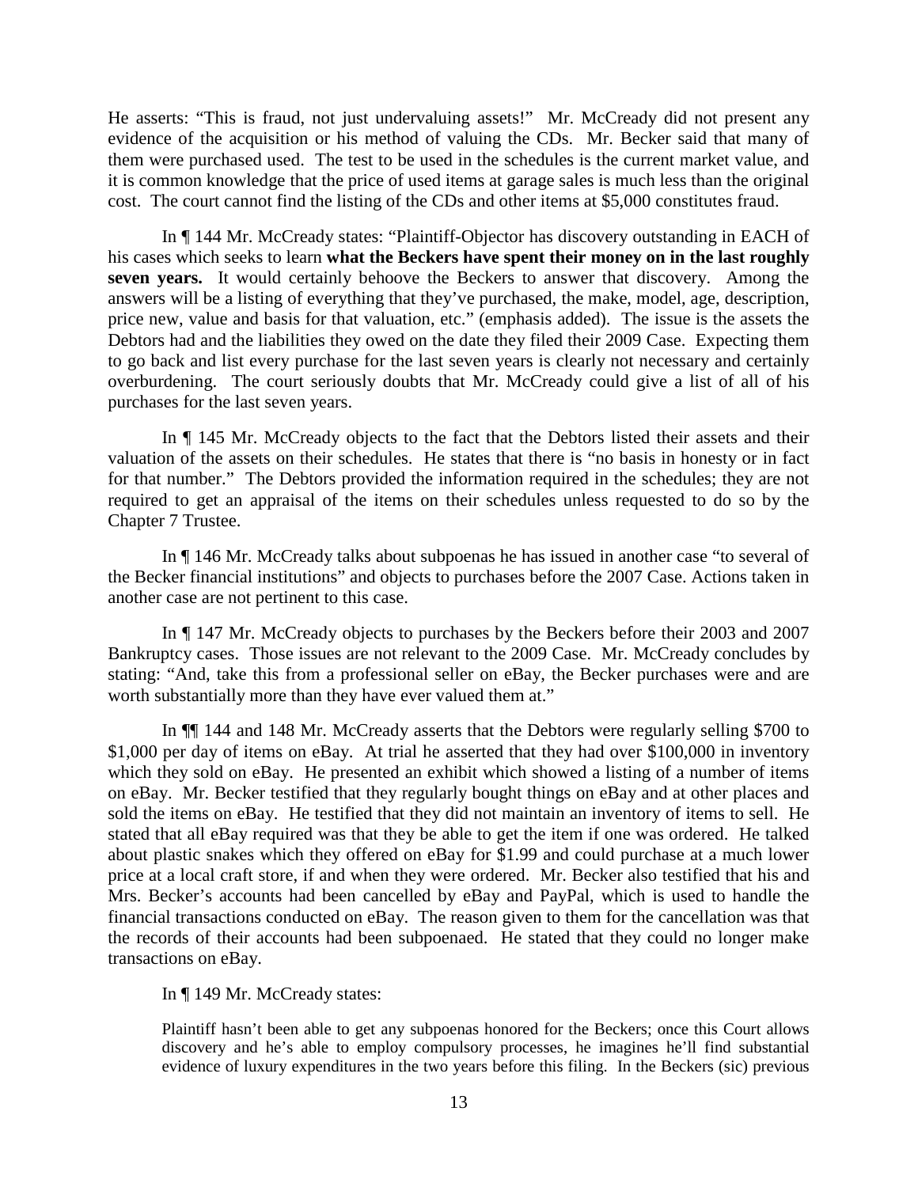He asserts: "This is fraud, not just undervaluing assets!" Mr. McCready did not present any evidence of the acquisition or his method of valuing the CDs. Mr. Becker said that many of them were purchased used. The test to be used in the schedules is the current market value, and it is common knowledge that the price of used items at garage sales is much less than the original cost. The court cannot find the listing of the CDs and other items at $5,000 constitutes fraud.

In ¶ 144 Mr. McCready states: "Plaintiff-Objector has discovery outstanding in EACH of his cases which seeks to learn **what the Beckers have spent their money on in the last roughly seven years.** It would certainly behoove the Beckers to answer that discovery. Among the answers will be a listing of everything that they've purchased, the make, model, age, description, price new, value and basis for that valuation, etc." (emphasis added). The issue is the assets the Debtors had and the liabilities they owed on the date they filed their 2009 Case. Expecting them to go back and list every purchase for the last seven years is clearly not necessary and certainly overburdening. The court seriously doubts that Mr. McCready could give a list of all of his purchases for the last seven years.

In ¶ 145 Mr. McCready objects to the fact that the Debtors listed their assets and their valuation of the assets on their schedules. He states that there is "no basis in honesty or in fact for that number." The Debtors provided the information required in the schedules; they are not required to get an appraisal of the items on their schedules unless requested to do so by the Chapter 7 Trustee.

In ¶ 146 Mr. McCready talks about subpoenas he has issued in another case "to several of the Becker financial institutions" and objects to purchases before the 2007 Case. Actions taken in another case are not pertinent to this case.

In ¶ 147 Mr. McCready objects to purchases by the Beckers before their 2003 and 2007 Bankruptcy cases. Those issues are not relevant to the 2009 Case. Mr. McCready concludes by stating: "And, take this from a professional seller on eBay, the Becker purchases were and are worth substantially more than they have ever valued them at."

In ¶¶ 144 and 148 Mr. McCready asserts that the Debtors were regularly selling $700 to $1,000 per day of items on eBay. At trial he asserted that they had over $100,000 in inventory which they sold on eBay. He presented an exhibit which showed a listing of a number of items on eBay. Mr. Becker testified that they regularly bought things on eBay and at other places and sold the items on eBay. He testified that they did not maintain an inventory of items to sell. He stated that all eBay required was that they be able to get the item if one was ordered. He talked about plastic snakes which they offered on eBay for $1.99 and could purchase at a much lower price at a local craft store, if and when they were ordered. Mr. Becker also testified that his and Mrs. Becker's accounts had been cancelled by eBay and PayPal, which is used to handle the financial transactions conducted on eBay. The reason given to them for the cancellation was that the records of their accounts had been subpoenaed. He stated that they could no longer make transactions on eBay.

In ¶ 149 Mr. McCready states:

> Plaintiff hasn't been able to get any subpoenas honored for the Beckers; once this Court allows discovery and he's able to employ compulsory processes, he imagines he'll find substantial evidence of luxury expenditures in the two years before this filing. In the Beckers (sic) previous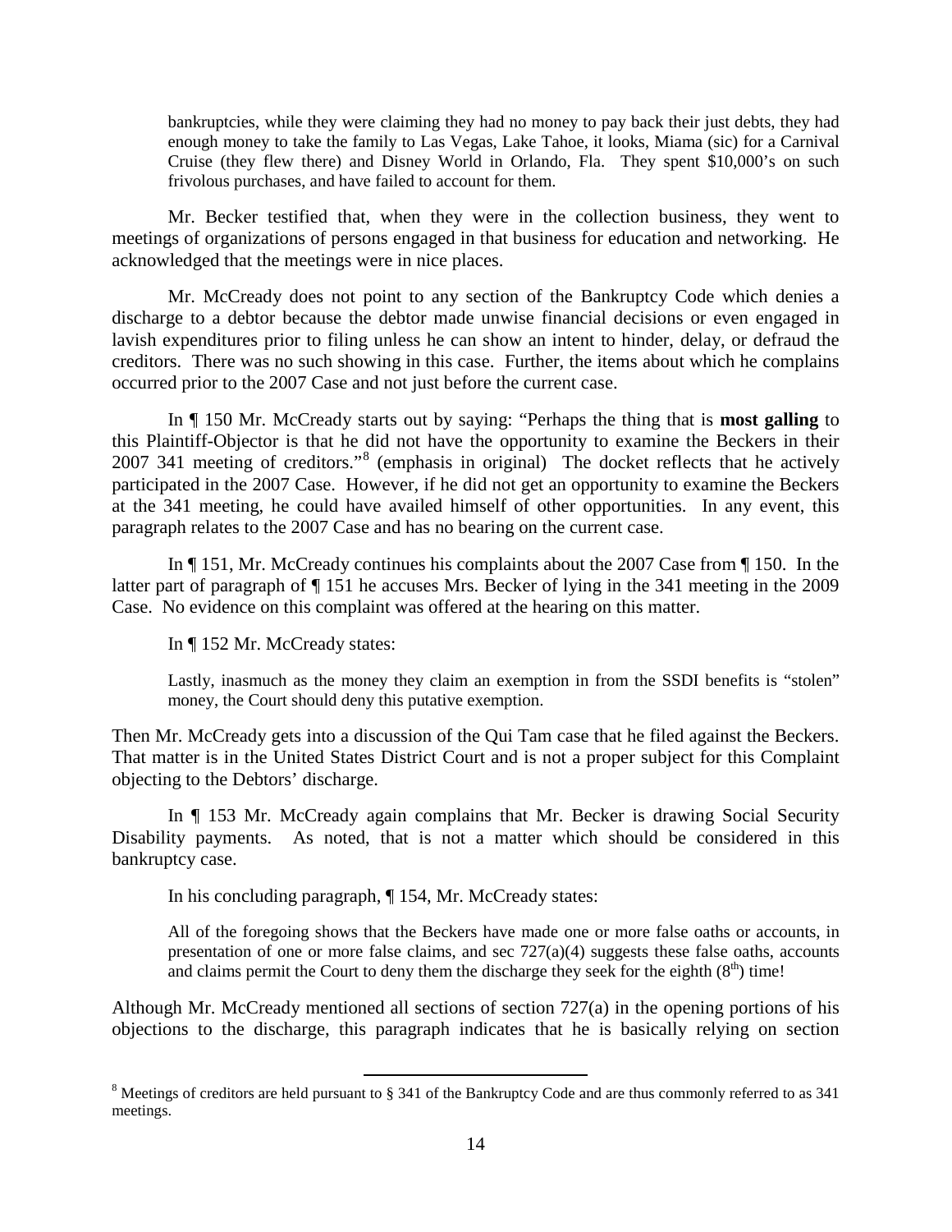> bankruptcies, while they were claiming they had no money to pay back their just debts, they had enough money to take the family to Las Vegas, Lake Tahoe, it looks, Miama (sic) for a Carnival Cruise (they flew there) and Disney World in Orlando, Fla. They spent $10,000's on such frivolous purchases, and have failed to account for them.

Mr. Becker testified that, when they were in the collection business, they went to meetings of organizations of persons engaged in that business for education and networking. He acknowledged that the meetings were in nice places.

Mr. McCready does not point to any section of the Bankruptcy Code which denies a discharge to a debtor because the debtor made unwise financial decisions or even engaged in lavish expenditures prior to filing unless he can show an intent to hinder, delay, or defraud the creditors. There was no such showing in this case. Further, the items about which he complains occurred prior to the 2007 Case and not just before the current case.

In ¶ 150 Mr. McCready starts out by saying: "Perhaps the thing that is **most galling** to this Plaintiff-Objector is that he did not have the opportunity to examine the Beckers in their 2007 341 meeting of creditors."[8] (emphasis in original) The docket reflects that he actively participated in the 2007 Case. However, if he did not get an opportunity to examine the Beckers at the 341 meeting, he could have availed himself of other opportunities. In any event, this paragraph relates to the 2007 Case and has no bearing on the current case.

In ¶ 151, Mr. McCready continues his complaints about the 2007 Case from ¶ 150. In the latter part of paragraph of ¶ 151 he accuses Mrs. Becker of lying in the 341 meeting in the 2009 Case. No evidence on this complaint was offered at the hearing on this matter.

In ¶ 152 Mr. McCready states:

> Lastly, inasmuch as the money they claim an exemption in from the SSDI benefits is "stolen" money, the Court should deny this putative exemption.

Then Mr. McCready gets into a discussion of the Qui Tam case that he filed against the Beckers. That matter is in the United States District Court and is not a proper subject for this Complaint objecting to the Debtors' discharge.

In ¶ 153 Mr. McCready again complains that Mr. Becker is drawing Social Security Disability payments. As noted, that is not a matter which should be considered in this bankruptcy case.

In his concluding paragraph, ¶ 154, Mr. McCready states:

> All of the foregoing shows that the Beckers have made one or more false oaths or accounts, in presentation of one or more false claims, and sec 727(a)(4) suggests these false oaths, accounts and claims permit the Court to deny them the discharge they seek for the eighth (8th) time!

Although Mr. McCready mentioned all sections of section 727(a) in the opening portions of his objections to the discharge, this paragraph indicates that he is basically relying on section

---

[8] Meetings of creditors are held pursuant to § 341 of the Bankruptcy Code and are thus commonly referred to as 341 meetings.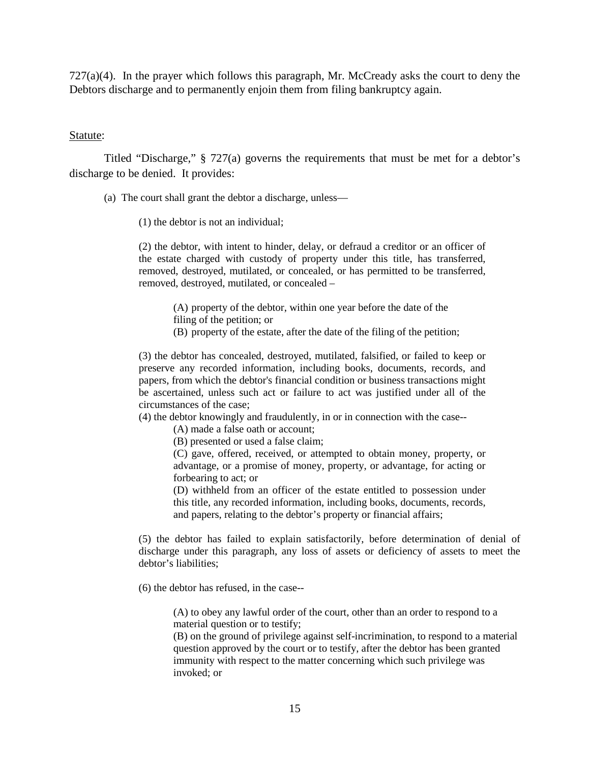727(a)(4). In the prayer which follows this paragraph, Mr. McCready asks the court to deny the Debtors discharge and to permanently enjoin them from filing bankruptcy again.

Statute:

Titled "Discharge," § 727(a) governs the requirements that must be met for a debtor's discharge to be denied. It provides:

> (a) The court shall grant the debtor a discharge, unless—
>
> (1) the debtor is not an individual;
>
> (2) the debtor, with intent to hinder, delay, or defraud a creditor or an officer of the estate charged with custody of property under this title, has transferred, removed, destroyed, mutilated, or concealed, or has permitted to be transferred, removed, destroyed, mutilated, or concealed –
>
> (A) property of the debtor, within one year before the date of the filing of the petition; or
> (B) property of the estate, after the date of the filing of the petition;
>
> (3) the debtor has concealed, destroyed, mutilated, falsified, or failed to keep or preserve any recorded information, including books, documents, records, and papers, from which the debtor's financial condition or business transactions might be ascertained, unless such act or failure to act was justified under all of the circumstances of the case;
> (4) the debtor knowingly and fraudulently, in or in connection with the case--
> (A) made a false oath or account;
> (B) presented or used a false claim;
> (C) gave, offered, received, or attempted to obtain money, property, or advantage, or a promise of money, property, or advantage, for acting or forbearing to act; or
> (D) withheld from an officer of the estate entitled to possession under this title, any recorded information, including books, documents, records, and papers, relating to the debtor's property or financial affairs;
>
> (5) the debtor has failed to explain satisfactorily, before determination of denial of discharge under this paragraph, any loss of assets or deficiency of assets to meet the debtor's liabilities;
>
> (6) the debtor has refused, in the case--
>
> (A) to obey any lawful order of the court, other than an order to respond to a material question or to testify;
> (B) on the ground of privilege against self-incrimination, to respond to a material question approved by the court or to testify, after the debtor has been granted immunity with respect to the matter concerning which such privilege was invoked; or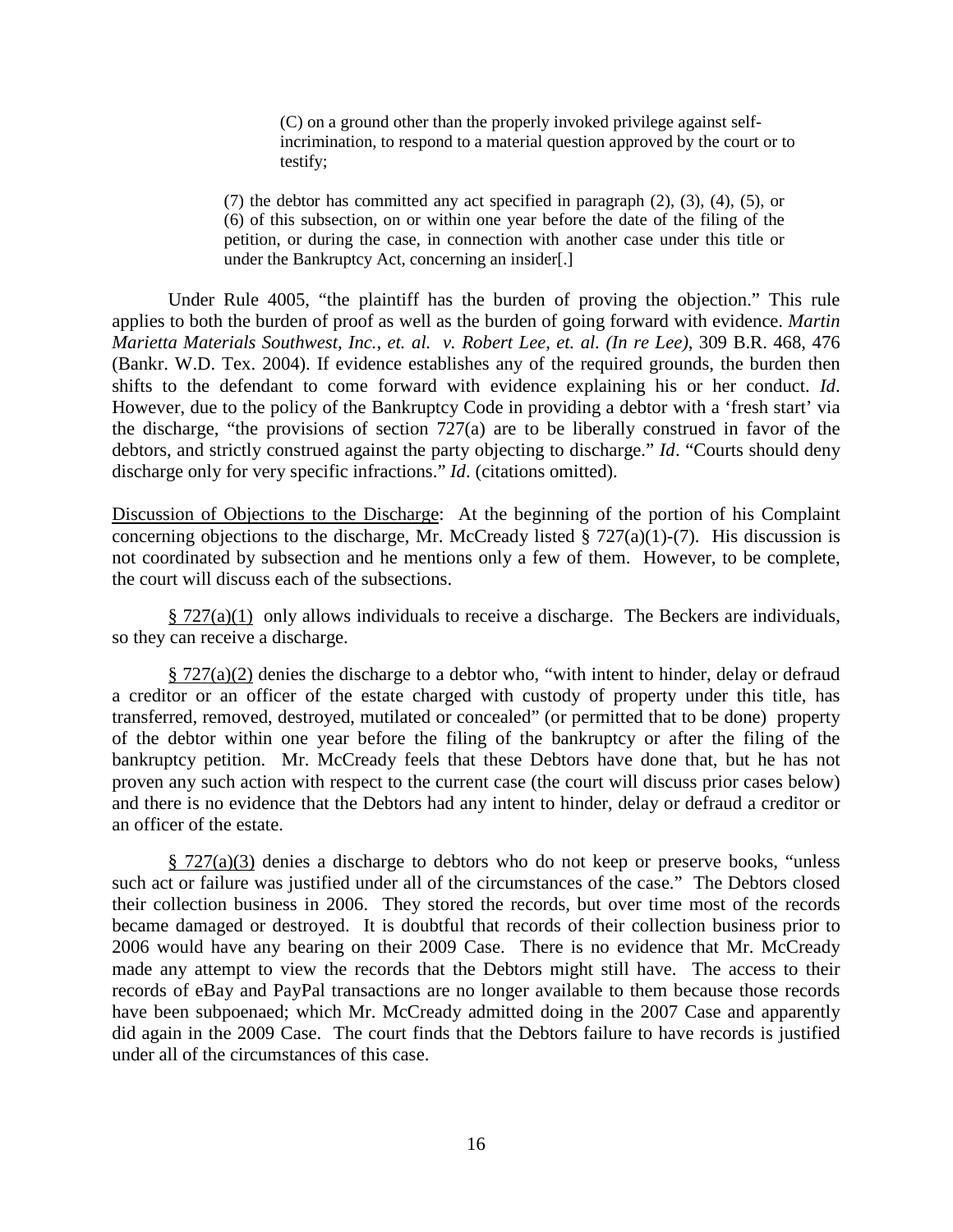> (C) on a ground other than the properly invoked privilege against self-incrimination, to respond to a material question approved by the court or to testify;
>
> (7) the debtor has committed any act specified in paragraph (2), (3), (4), (5), or (6) of this subsection, on or within one year before the date of the filing of the petition, or during the case, in connection with another case under this title or under the Bankruptcy Act, concerning an insider[.]

Under Rule 4005, "the plaintiff has the burden of proving the objection." This rule applies to both the burden of proof as well as the burden of going forward with evidence. *Martin Marietta Materials Southwest, Inc., et. al. v. Robert Lee, et. al. (In re Lee)*, 309 B.R. 468, 476 (Bankr. W.D. Tex. 2004). If evidence establishes any of the required grounds, the burden then shifts to the defendant to come forward with evidence explaining his or her conduct. *Id*. However, due to the policy of the Bankruptcy Code in providing a debtor with a 'fresh start' via the discharge, "the provisions of section 727(a) are to be liberally construed in favor of the debtors, and strictly construed against the party objecting to discharge." *Id*. "Courts should deny discharge only for very specific infractions." *Id*. (citations omitted).

<u>Discussion of Objections to the Discharge</u>: At the beginning of the portion of his Complaint concerning objections to the discharge, Mr. McCready listed § 727(a)(1)-(7). His discussion is not coordinated by subsection and he mentions only a few of them. However, to be complete, the court will discuss each of the subsections.

<u>§ 727(a)(1)</u> only allows individuals to receive a discharge. The Beckers are individuals, so they can receive a discharge.

<u>§ 727(a)(2)</u> denies the discharge to a debtor who, "with intent to hinder, delay or defraud a creditor or an officer of the estate charged with custody of property under this title, has transferred, removed, destroyed, mutilated or concealed" (or permitted that to be done) property of the debtor within one year before the filing of the bankruptcy or after the filing of the bankruptcy petition. Mr. McCready feels that these Debtors have done that, but he has not proven any such action with respect to the current case (the court will discuss prior cases below) and there is no evidence that the Debtors had any intent to hinder, delay or defraud a creditor or an officer of the estate.

<u>§ 727(a)(3)</u> denies a discharge to debtors who do not keep or preserve books, "unless such act or failure was justified under all of the circumstances of the case." The Debtors closed their collection business in 2006. They stored the records, but over time most of the records became damaged or destroyed. It is doubtful that records of their collection business prior to 2006 would have any bearing on their 2009 Case. There is no evidence that Mr. McCready made any attempt to view the records that the Debtors might still have. The access to their records of eBay and PayPal transactions are no longer available to them because those records have been subpoenaed; which Mr. McCready admitted doing in the 2007 Case and apparently did again in the 2009 Case. The court finds that the Debtors failure to have records is justified under all of the circumstances of this case.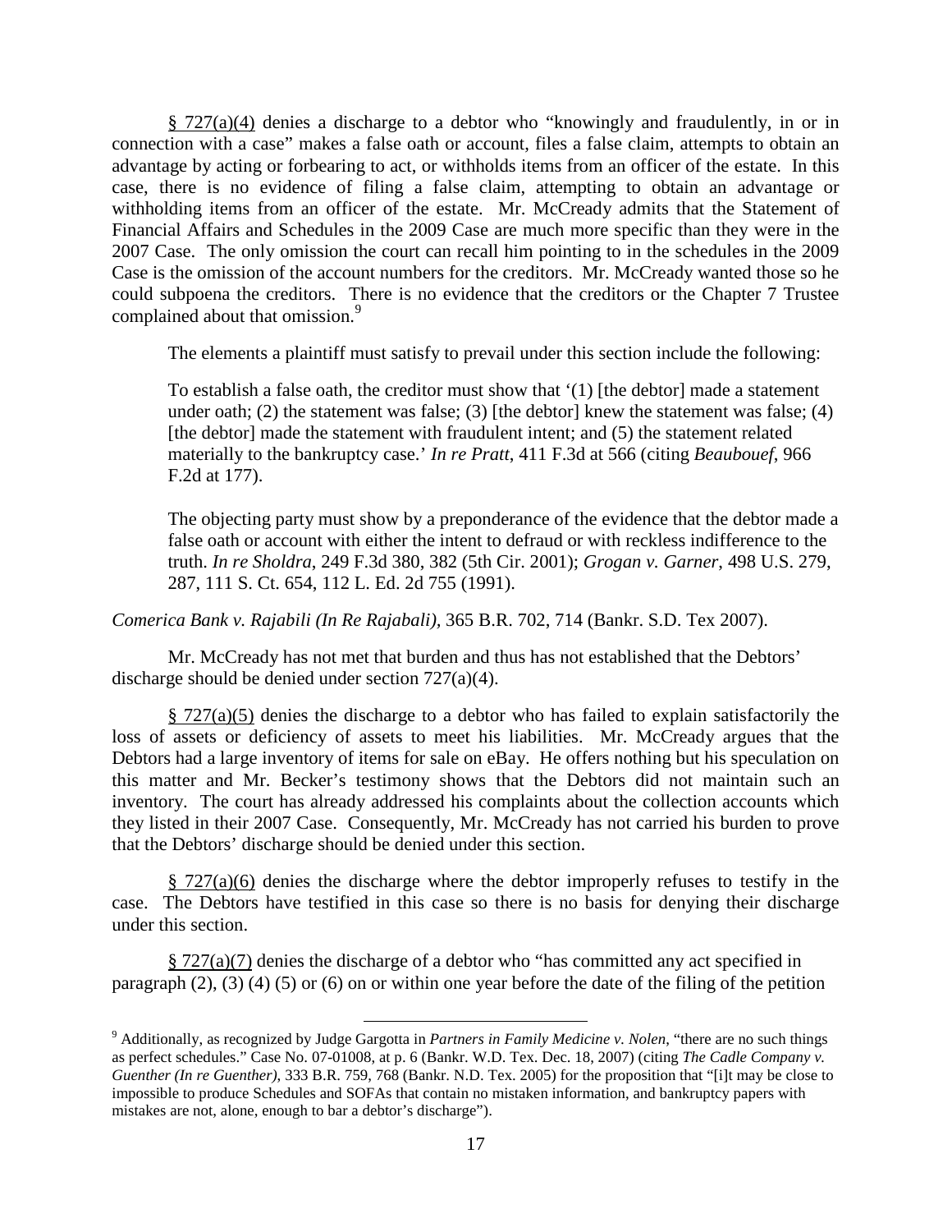§ 727(a)(4) denies a discharge to a debtor who "knowingly and fraudulently, in or in connection with a case" makes a false oath or account, files a false claim, attempts to obtain an advantage by acting or forbearing to act, or withholds items from an officer of the estate. In this case, there is no evidence of filing a false claim, attempting to obtain an advantage or withholding items from an officer of the estate. Mr. McCready admits that the Statement of Financial Affairs and Schedules in the 2009 Case are much more specific than they were in the 2007 Case. The only omission the court can recall him pointing to in the schedules in the 2009 Case is the omission of the account numbers for the creditors. Mr. McCready wanted those so he could subpoena the creditors. There is no evidence that the creditors or the Chapter 7 Trustee complained about that omission.[9]

> The elements a plaintiff must satisfy to prevail under this section include the following:
>
> To establish a false oath, the creditor must show that '(1) [the debtor] made a statement under oath; (2) the statement was false; (3) [the debtor] knew the statement was false; (4) [the debtor] made the statement with fraudulent intent; and (5) the statement related materially to the bankruptcy case.' *In re Pratt*, 411 F.3d at 566 (citing *Beaubouef*, 966 F.2d at 177).
>
> The objecting party must show by a preponderance of the evidence that the debtor made a false oath or account with either the intent to defraud or with reckless indifference to the truth. *In re Sholdra*, 249 F.3d 380, 382 (5th Cir. 2001); *Grogan v. Garner*, 498 U.S. 279, 287, 111 S. Ct. 654, 112 L. Ed. 2d 755 (1991).

*Comerica Bank v. Rajabili (In Re Rajabali),* 365 B.R. 702, 714 (Bankr. S.D. Tex 2007).

Mr. McCready has not met that burden and thus has not established that the Debtors' discharge should be denied under section 727(a)(4).

§ 727(a)(5) denies the discharge to a debtor who has failed to explain satisfactorily the loss of assets or deficiency of assets to meet his liabilities. Mr. McCready argues that the Debtors had a large inventory of items for sale on eBay. He offers nothing but his speculation on this matter and Mr. Becker's testimony shows that the Debtors did not maintain such an inventory. The court has already addressed his complaints about the collection accounts which they listed in their 2007 Case. Consequently, Mr. McCready has not carried his burden to prove that the Debtors' discharge should be denied under this section.

§ 727(a)(6) denies the discharge where the debtor improperly refuses to testify in the case. The Debtors have testified in this case so there is no basis for denying their discharge under this section.

§ 727(a)(7) denies the discharge of a debtor who "has committed any act specified in paragraph (2), (3) (4) (5) or (6) on or within one year before the date of the filing of the petition

[9] Additionally, as recognized by Judge Gargotta in *Partners in Family Medicine v. Nolen*, "there are no such things as perfect schedules." Case No. 07-01008, at p. 6 (Bankr. W.D. Tex. Dec. 18, 2007) (citing *The Cadle Company v. Guenther (In re Guenther)*, 333 B.R. 759, 768 (Bankr. N.D. Tex. 2005) for the proposition that "[i]t may be close to impossible to produce Schedules and SOFAs that contain no mistaken information, and bankruptcy papers with mistakes are not, alone, enough to bar a debtor's discharge").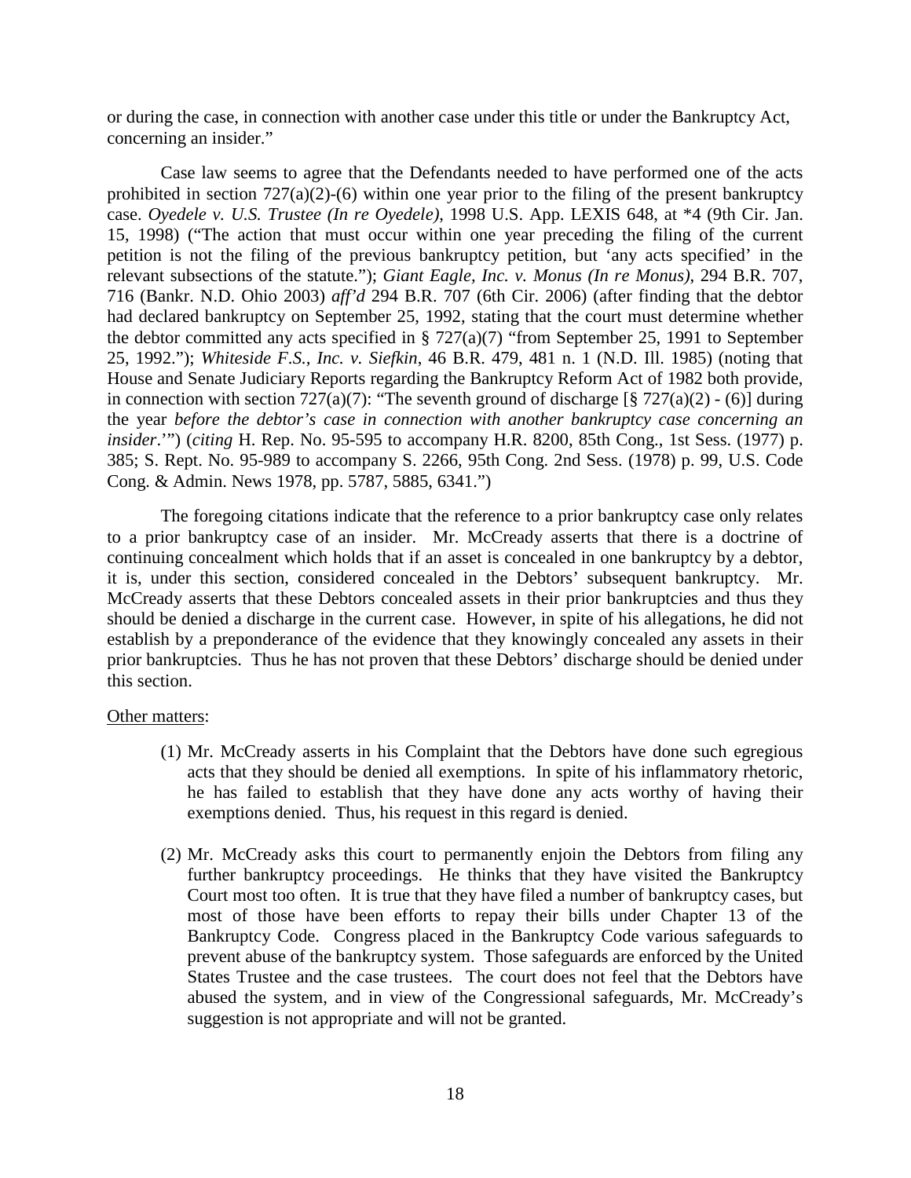or during the case, in connection with another case under this title or under the Bankruptcy Act, concerning an insider."

Case law seems to agree that the Defendants needed to have performed one of the acts prohibited in section 727(a)(2)-(6) within one year prior to the filing of the present bankruptcy case. *Oyedele v. U.S. Trustee (In re Oyedele)*, 1998 U.S. App. LEXIS 648, at *4 (9th Cir. Jan. 15, 1998) ("The action that must occur within one year preceding the filing of the current petition is not the filing of the previous bankruptcy petition, but 'any acts specified' in the relevant subsections of the statute."); *Giant Eagle, Inc. v. Monus (In re Monus)*, 294 B.R. 707, 716 (Bankr. N.D. Ohio 2003) *aff'd* 294 B.R. 707 (6th Cir. 2006) (after finding that the debtor had declared bankruptcy on September 25, 1992, stating that the court must determine whether the debtor committed any acts specified in § 727(a)(7) "from September 25, 1991 to September 25, 1992."); *Whiteside F.S., Inc. v. Siefkin*, 46 B.R. 479, 481 n. 1 (N.D. Ill. 1985) (noting that House and Senate Judiciary Reports regarding the Bankruptcy Reform Act of 1982 both provide, in connection with section 727(a)(7): "The seventh ground of discharge [§ 727(a)(2) - (6)] during the year *before the debtor's case in connection with another bankruptcy case concerning an insider*.'") (*citing* H. Rep. No. 95-595 to accompany H.R. 8200, 85th Cong., 1st Sess. (1977) p. 385; S. Rept. No. 95-989 to accompany S. 2266, 95th Cong. 2nd Sess. (1978) p. 99, U.S. Code Cong. & Admin. News 1978, pp. 5787, 5885, 6341.")

The foregoing citations indicate that the reference to a prior bankruptcy case only relates to a prior bankruptcy case of an insider. Mr. McCready asserts that there is a doctrine of continuing concealment which holds that if an asset is concealed in one bankruptcy by a debtor, it is, under this section, considered concealed in the Debtors' subsequent bankruptcy. Mr. McCready asserts that these Debtors concealed assets in their prior bankruptcies and thus they should be denied a discharge in the current case. However, in spite of his allegations, he did not establish by a preponderance of the evidence that they knowingly concealed any assets in their prior bankruptcies. Thus he has not proven that these Debtors' discharge should be denied under this section.

Other matters:

(1) Mr. McCready asserts in his Complaint that the Debtors have done such egregious acts that they should be denied all exemptions. In spite of his inflammatory rhetoric, he has failed to establish that they have done any acts worthy of having their exemptions denied. Thus, his request in this regard is denied.

(2) Mr. McCready asks this court to permanently enjoin the Debtors from filing any further bankruptcy proceedings. He thinks that they have visited the Bankruptcy Court most too often. It is true that they have filed a number of bankruptcy cases, but most of those have been efforts to repay their bills under Chapter 13 of the Bankruptcy Code. Congress placed in the Bankruptcy Code various safeguards to prevent abuse of the bankruptcy system. Those safeguards are enforced by the United States Trustee and the case trustees. The court does not feel that the Debtors have abused the system, and in view of the Congressional safeguards, Mr. McCready's suggestion is not appropriate and will not be granted.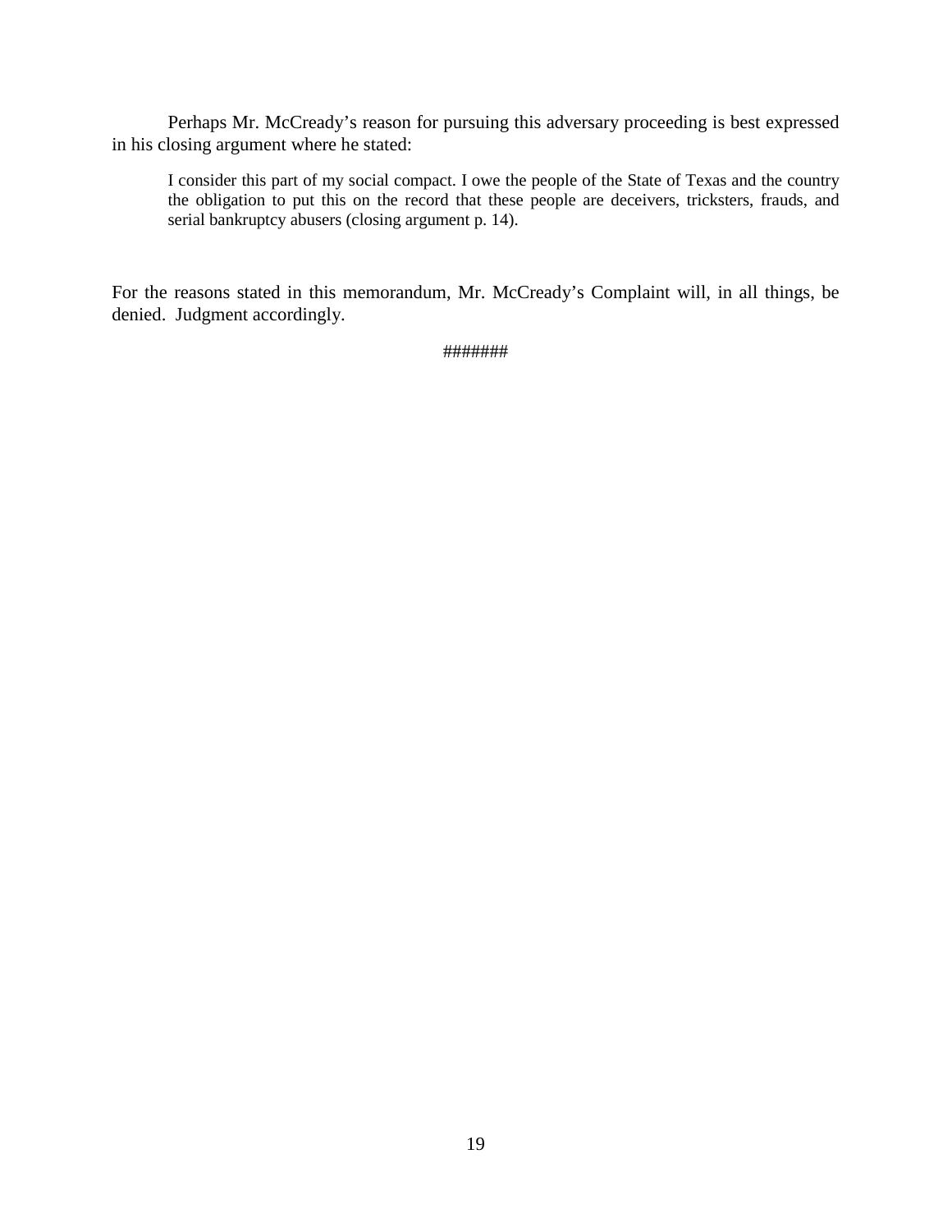Perhaps Mr. McCready's reason for pursuing this adversary proceeding is best expressed in his closing argument where he stated:

> I consider this part of my social compact. I owe the people of the State of Texas and the country the obligation to put this on the record that these people are deceivers, tricksters, frauds, and serial bankruptcy abusers (closing argument p. 14).

For the reasons stated in this memorandum, Mr. McCready's Complaint will, in all things, be denied. Judgment accordingly.

#######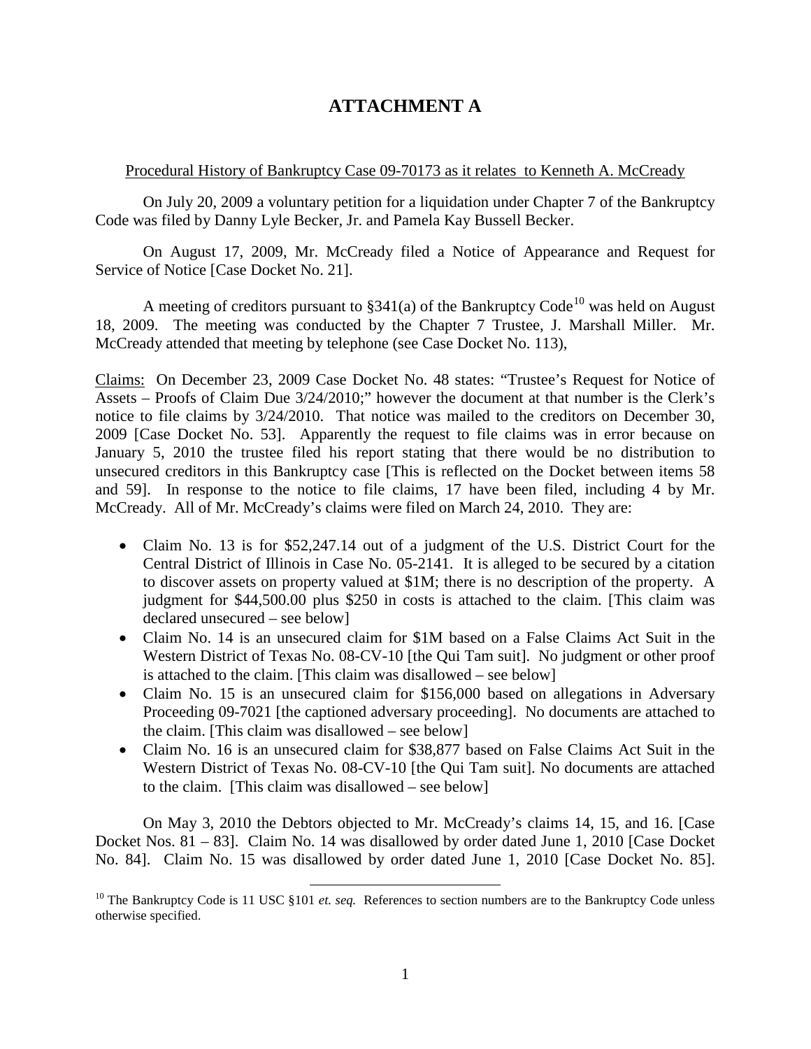# ATTACHMENT A

Procedural History of Bankruptcy Case 09-70173 as it relates to Kenneth A. McCready

On July 20, 2009 a voluntary petition for a liquidation under Chapter 7 of the Bankruptcy Code was filed by Danny Lyle Becker, Jr. and Pamela Kay Bussell Becker.

On August 17, 2009, Mr. McCready filed a Notice of Appearance and Request for Service of Notice [Case Docket No. 21].

A meeting of creditors pursuant to §341(a) of the Bankruptcy Code[10] was held on August 18, 2009. The meeting was conducted by the Chapter 7 Trustee, J. Marshall Miller. Mr. McCready attended that meeting by telephone (see Case Docket No. 113),

Claims: On December 23, 2009 Case Docket No. 48 states: "Trustee's Request for Notice of Assets – Proofs of Claim Due 3/24/2010;" however the document at that number is the Clerk's notice to file claims by 3/24/2010. That notice was mailed to the creditors on December 30, 2009 [Case Docket No. 53]. Apparently the request to file claims was in error because on January 5, 2010 the trustee filed his report stating that there would be no distribution to unsecured creditors in this Bankruptcy case [This is reflected on the Docket between items 58 and 59]. In response to the notice to file claims, 17 have been filed, including 4 by Mr. McCready. All of Mr. McCready's claims were filed on March 24, 2010. They are:

- Claim No. 13 is for $52,247.14 out of a judgment of the U.S. District Court for the Central District of Illinois in Case No. 05-2141. It is alleged to be secured by a citation to discover assets on property valued at $1M; there is no description of the property. A judgment for $44,500.00 plus $250 in costs is attached to the claim. [This claim was declared unsecured – see below]
- Claim No. 14 is an unsecured claim for $1M based on a False Claims Act Suit in the Western District of Texas No. 08-CV-10 [the Qui Tam suit]. No judgment or other proof is attached to the claim. [This claim was disallowed – see below]
- Claim No. 15 is an unsecured claim for $156,000 based on allegations in Adversary Proceeding 09-7021 [the captioned adversary proceeding]. No documents are attached to the claim. [This claim was disallowed – see below]
- Claim No. 16 is an unsecured claim for $38,877 based on False Claims Act Suit in the Western District of Texas No. 08-CV-10 [the Qui Tam suit]. No documents are attached to the claim. [This claim was disallowed – see below]

On May 3, 2010 the Debtors objected to Mr. McCready's claims 14, 15, and 16. [Case Docket Nos. 81 – 83]. Claim No. 14 was disallowed by order dated June 1, 2010 [Case Docket No. 84]. Claim No. 15 was disallowed by order dated June 1, 2010 [Case Docket No. 85].

[10] The Bankruptcy Code is 11 USC §101 *et. seq.* References to section numbers are to the Bankruptcy Code unless otherwise specified.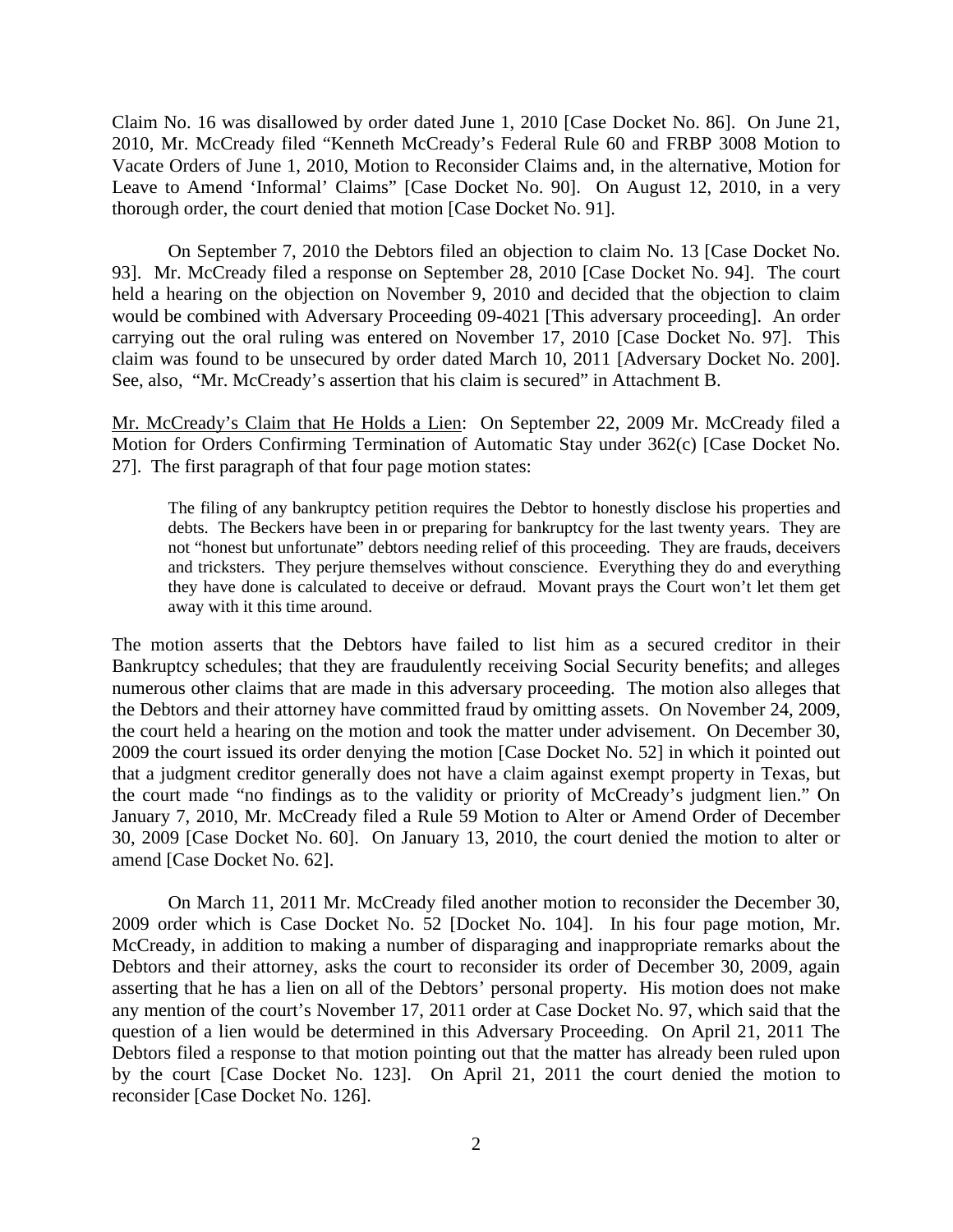Claim No. 16 was disallowed by order dated June 1, 2010 [Case Docket No. 86]. On June 21, 2010, Mr. McCready filed "Kenneth McCready's Federal Rule 60 and FRBP 3008 Motion to Vacate Orders of June 1, 2010, Motion to Reconsider Claims and, in the alternative, Motion for Leave to Amend 'Informal' Claims" [Case Docket No. 90]. On August 12, 2010, in a very thorough order, the court denied that motion [Case Docket No. 91].

On September 7, 2010 the Debtors filed an objection to claim No. 13 [Case Docket No. 93]. Mr. McCready filed a response on September 28, 2010 [Case Docket No. 94]. The court held a hearing on the objection on November 9, 2010 and decided that the objection to claim would be combined with Adversary Proceeding 09-4021 [This adversary proceeding]. An order carrying out the oral ruling was entered on November 17, 2010 [Case Docket No. 97]. This claim was found to be unsecured by order dated March 10, 2011 [Adversary Docket No. 200]. See, also, "Mr. McCready's assertion that his claim is secured" in Attachment B.

Mr. McCready's Claim that He Holds a Lien: On September 22, 2009 Mr. McCready filed a Motion for Orders Confirming Termination of Automatic Stay under 362(c) [Case Docket No. 27]. The first paragraph of that four page motion states:

> The filing of any bankruptcy petition requires the Debtor to honestly disclose his properties and debts. The Beckers have been in or preparing for bankruptcy for the last twenty years. They are not "honest but unfortunate" debtors needing relief of this proceeding. They are frauds, deceivers and tricksters. They perjure themselves without conscience. Everything they do and everything they have done is calculated to deceive or defraud. Movant prays the Court won't let them get away with it this time around.

The motion asserts that the Debtors have failed to list him as a secured creditor in their Bankruptcy schedules; that they are fraudulently receiving Social Security benefits; and alleges numerous other claims that are made in this adversary proceeding. The motion also alleges that the Debtors and their attorney have committed fraud by omitting assets. On November 24, 2009, the court held a hearing on the motion and took the matter under advisement. On December 30, 2009 the court issued its order denying the motion [Case Docket No. 52] in which it pointed out that a judgment creditor generally does not have a claim against exempt property in Texas, but the court made "no findings as to the validity or priority of McCready's judgment lien." On January 7, 2010, Mr. McCready filed a Rule 59 Motion to Alter or Amend Order of December 30, 2009 [Case Docket No. 60]. On January 13, 2010, the court denied the motion to alter or amend [Case Docket No. 62].

On March 11, 2011 Mr. McCready filed another motion to reconsider the December 30, 2009 order which is Case Docket No. 52 [Docket No. 104]. In his four page motion, Mr. McCready, in addition to making a number of disparaging and inappropriate remarks about the Debtors and their attorney, asks the court to reconsider its order of December 30, 2009, again asserting that he has a lien on all of the Debtors' personal property. His motion does not make any mention of the court's November 17, 2011 order at Case Docket No. 97, which said that the question of a lien would be determined in this Adversary Proceeding. On April 21, 2011 The Debtors filed a response to that motion pointing out that the matter has already been ruled upon by the court [Case Docket No. 123]. On April 21, 2011 the court denied the motion to reconsider [Case Docket No. 126].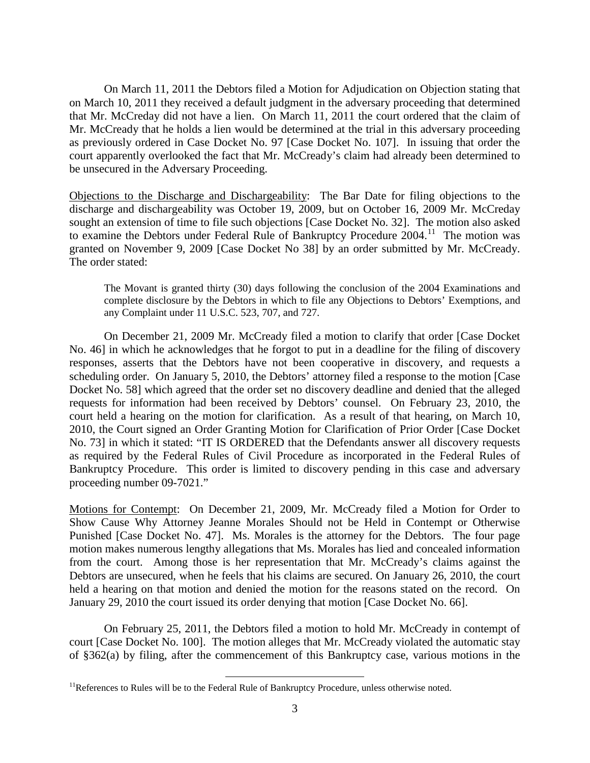On March 11, 2011 the Debtors filed a Motion for Adjudication on Objection stating that on March 10, 2011 they received a default judgment in the adversary proceeding that determined that Mr. McCreday did not have a lien. On March 11, 2011 the court ordered that the claim of Mr. McCready that he holds a lien would be determined at the trial in this adversary proceeding as previously ordered in Case Docket No. 97 [Case Docket No. 107]. In issuing that order the court apparently overlooked the fact that Mr. McCready's claim had already been determined to be unsecured in the Adversary Proceeding.

Objections to the Discharge and Dischargeability: The Bar Date for filing objections to the discharge and dischargeability was October 19, 2009, but on October 16, 2009 Mr. McCreday sought an extension of time to file such objections [Case Docket No. 32]. The motion also asked to examine the Debtors under Federal Rule of Bankruptcy Procedure 2004.[11] The motion was granted on November 9, 2009 [Case Docket No 38] by an order submitted by Mr. McCready. The order stated:

> The Movant is granted thirty (30) days following the conclusion of the 2004 Examinations and complete disclosure by the Debtors in which to file any Objections to Debtors' Exemptions, and any Complaint under 11 U.S.C. 523, 707, and 727.

On December 21, 2009 Mr. McCready filed a motion to clarify that order [Case Docket No. 46] in which he acknowledges that he forgot to put in a deadline for the filing of discovery responses, asserts that the Debtors have not been cooperative in discovery, and requests a scheduling order. On January 5, 2010, the Debtors' attorney filed a response to the motion [Case Docket No. 58] which agreed that the order set no discovery deadline and denied that the alleged requests for information had been received by Debtors' counsel. On February 23, 2010, the court held a hearing on the motion for clarification. As a result of that hearing, on March 10, 2010, the Court signed an Order Granting Motion for Clarification of Prior Order [Case Docket No. 73] in which it stated: "IT IS ORDERED that the Defendants answer all discovery requests as required by the Federal Rules of Civil Procedure as incorporated in the Federal Rules of Bankruptcy Procedure. This order is limited to discovery pending in this case and adversary proceeding number 09-7021."

Motions for Contempt: On December 21, 2009, Mr. McCready filed a Motion for Order to Show Cause Why Attorney Jeanne Morales Should not be Held in Contempt or Otherwise Punished [Case Docket No. 47]. Ms. Morales is the attorney for the Debtors. The four page motion makes numerous lengthy allegations that Ms. Morales has lied and concealed information from the court. Among those is her representation that Mr. McCready's claims against the Debtors are unsecured, when he feels that his claims are secured. On January 26, 2010, the court held a hearing on that motion and denied the motion for the reasons stated on the record. On January 29, 2010 the court issued its order denying that motion [Case Docket No. 66].

On February 25, 2011, the Debtors filed a motion to hold Mr. McCready in contempt of court [Case Docket No. 100]. The motion alleges that Mr. McCready violated the automatic stay of §362(a) by filing, after the commencement of this Bankruptcy case, various motions in the

[11] References to Rules will be to the Federal Rule of Bankruptcy Procedure, unless otherwise noted.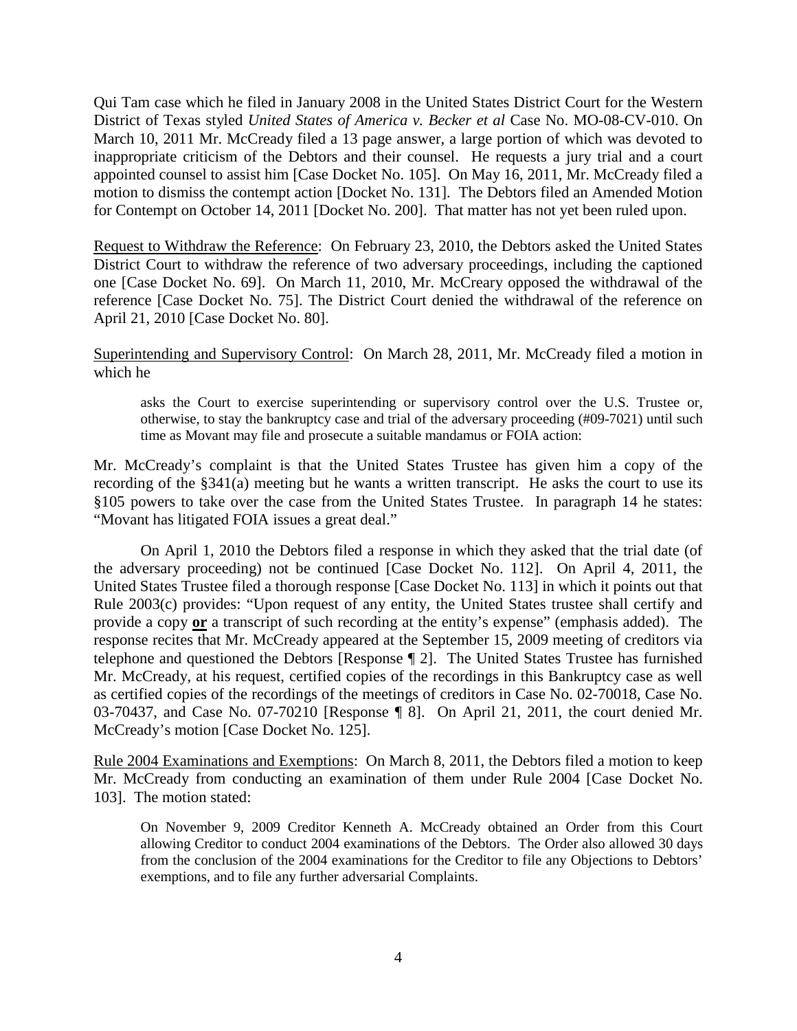Qui Tam case which he filed in January 2008 in the United States District Court for the Western District of Texas styled *United States of America v. Becker et al* Case No. MO-08-CV-010. On March 10, 2011 Mr. McCready filed a 13 page answer, a large portion of which was devoted to inappropriate criticism of the Debtors and their counsel. He requests a jury trial and a court appointed counsel to assist him [Case Docket No. 105]. On May 16, 2011, Mr. McCready filed a motion to dismiss the contempt action [Docket No. 131]. The Debtors filed an Amended Motion for Contempt on October 14, 2011 [Docket No. 200]. That matter has not yet been ruled upon.

Request to Withdraw the Reference: On February 23, 2010, the Debtors asked the United States District Court to withdraw the reference of two adversary proceedings, including the captioned one [Case Docket No. 69]. On March 11, 2010, Mr. McCreary opposed the withdrawal of the reference [Case Docket No. 75]. The District Court denied the withdrawal of the reference on April 21, 2010 [Case Docket No. 80].

Superintending and Supervisory Control: On March 28, 2011, Mr. McCready filed a motion in which he

> asks the Court to exercise superintending or supervisory control over the U.S. Trustee or, otherwise, to stay the bankruptcy case and trial of the adversary proceeding (#09-7021) until such time as Movant may file and prosecute a suitable mandamus or FOIA action:

Mr. McCready's complaint is that the United States Trustee has given him a copy of the recording of the §341(a) meeting but he wants a written transcript. He asks the court to use its §105 powers to take over the case from the United States Trustee. In paragraph 14 he states: "Movant has litigated FOIA issues a great deal."

On April 1, 2010 the Debtors filed a response in which they asked that the trial date (of the adversary proceeding) not be continued [Case Docket No. 112]. On April 4, 2011, the United States Trustee filed a thorough response [Case Docket No. 113] in which it points out that Rule 2003(c) provides: "Upon request of any entity, the United States trustee shall certify and provide a copy **or** a transcript of such recording at the entity's expense" (emphasis added). The response recites that Mr. McCready appeared at the September 15, 2009 meeting of creditors via telephone and questioned the Debtors [Response ¶ 2]. The United States Trustee has furnished Mr. McCready, at his request, certified copies of the recordings in this Bankruptcy case as well as certified copies of the recordings of the meetings of creditors in Case No. 02-70018, Case No. 03-70437, and Case No. 07-70210 [Response ¶ 8]. On April 21, 2011, the court denied Mr. McCready's motion [Case Docket No. 125].

Rule 2004 Examinations and Exemptions: On March 8, 2011, the Debtors filed a motion to keep Mr. McCready from conducting an examination of them under Rule 2004 [Case Docket No. 103]. The motion stated:

> On November 9, 2009 Creditor Kenneth A. McCready obtained an Order from this Court allowing Creditor to conduct 2004 examinations of the Debtors. The Order also allowed 30 days from the conclusion of the 2004 examinations for the Creditor to file any Objections to Debtors' exemptions, and to file any further adversarial Complaints.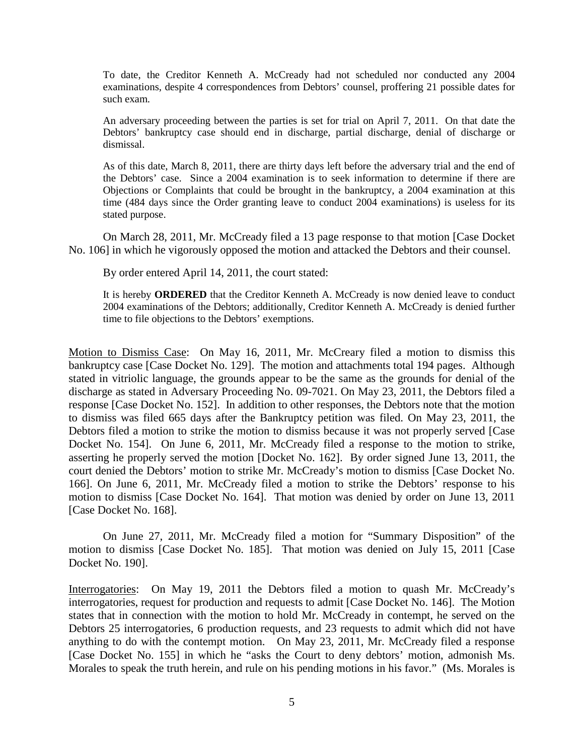> To date, the Creditor Kenneth A. McCready had not scheduled nor conducted any 2004 examinations, despite 4 correspondences from Debtors' counsel, proffering 21 possible dates for such exam.
>
> An adversary proceeding between the parties is set for trial on April 7, 2011. On that date the Debtors' bankruptcy case should end in discharge, partial discharge, denial of discharge or dismissal.
>
> As of this date, March 8, 2011, there are thirty days left before the adversary trial and the end of the Debtors' case. Since a 2004 examination is to seek information to determine if there are Objections or Complaints that could be brought in the bankruptcy, a 2004 examination at this time (484 days since the Order granting leave to conduct 2004 examinations) is useless for its stated purpose.

On March 28, 2011, Mr. McCready filed a 13 page response to that motion [Case Docket No. 106] in which he vigorously opposed the motion and attacked the Debtors and their counsel.

By order entered April 14, 2011, the court stated:

> It is hereby **ORDERED** that the Creditor Kenneth A. McCready is now denied leave to conduct 2004 examinations of the Debtors; additionally, Creditor Kenneth A. McCready is denied further time to file objections to the Debtors' exemptions.

Motion to Dismiss Case: On May 16, 2011, Mr. McCreary filed a motion to dismiss this bankruptcy case [Case Docket No. 129]. The motion and attachments total 194 pages. Although stated in vitriolic language, the grounds appear to be the same as the grounds for denial of the discharge as stated in Adversary Proceeding No. 09-7021. On May 23, 2011, the Debtors filed a response [Case Docket No. 152]. In addition to other responses, the Debtors note that the motion to dismiss was filed 665 days after the Bankruptcy petition was filed. On May 23, 2011, the Debtors filed a motion to strike the motion to dismiss because it was not properly served [Case Docket No. 154]. On June 6, 2011, Mr. McCready filed a response to the motion to strike, asserting he properly served the motion [Docket No. 162]. By order signed June 13, 2011, the court denied the Debtors' motion to strike Mr. McCready's motion to dismiss [Case Docket No. 166]. On June 6, 2011, Mr. McCready filed a motion to strike the Debtors' response to his motion to dismiss [Case Docket No. 164]. That motion was denied by order on June 13, 2011 [Case Docket No. 168].

On June 27, 2011, Mr. McCready filed a motion for "Summary Disposition" of the motion to dismiss [Case Docket No. 185]. That motion was denied on July 15, 2011 [Case Docket No. 190].

Interrogatories: On May 19, 2011 the Debtors filed a motion to quash Mr. McCready's interrogatories, request for production and requests to admit [Case Docket No. 146]. The Motion states that in connection with the motion to hold Mr. McCready in contempt, he served on the Debtors 25 interrogatories, 6 production requests, and 23 requests to admit which did not have anything to do with the contempt motion. On May 23, 2011, Mr. McCready filed a response [Case Docket No. 155] in which he "asks the Court to deny debtors' motion, admonish Ms. Morales to speak the truth herein, and rule on his pending motions in his favor." (Ms. Morales is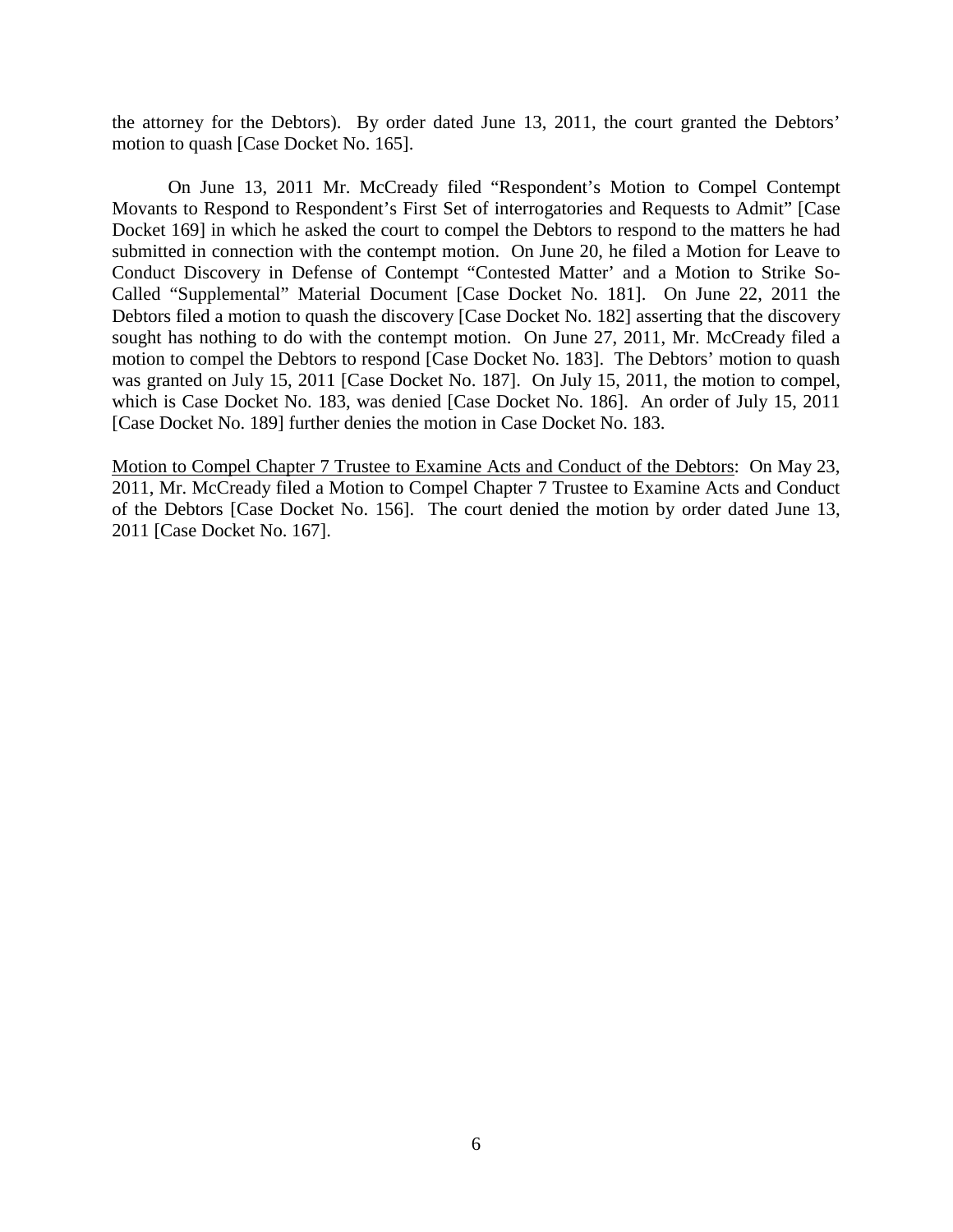the attorney for the Debtors). By order dated June 13, 2011, the court granted the Debtors' motion to quash [Case Docket No. 165].

On June 13, 2011 Mr. McCready filed "Respondent's Motion to Compel Contempt Movants to Respond to Respondent's First Set of interrogatories and Requests to Admit" [Case Docket 169] in which he asked the court to compel the Debtors to respond to the matters he had submitted in connection with the contempt motion. On June 20, he filed a Motion for Leave to Conduct Discovery in Defense of Contempt "Contested Matter' and a Motion to Strike So-Called "Supplemental" Material Document [Case Docket No. 181]. On June 22, 2011 the Debtors filed a motion to quash the discovery [Case Docket No. 182] asserting that the discovery sought has nothing to do with the contempt motion. On June 27, 2011, Mr. McCready filed a motion to compel the Debtors to respond [Case Docket No. 183]. The Debtors' motion to quash was granted on July 15, 2011 [Case Docket No. 187]. On July 15, 2011, the motion to compel, which is Case Docket No. 183, was denied [Case Docket No. 186]. An order of July 15, 2011 [Case Docket No. 189] further denies the motion in Case Docket No. 183.

<u>Motion to Compel Chapter 7 Trustee to Examine Acts and Conduct of the Debtors</u>: On May 23, 2011, Mr. McCready filed a Motion to Compel Chapter 7 Trustee to Examine Acts and Conduct of the Debtors [Case Docket No. 156]. The court denied the motion by order dated June 13, 2011 [Case Docket No. 167].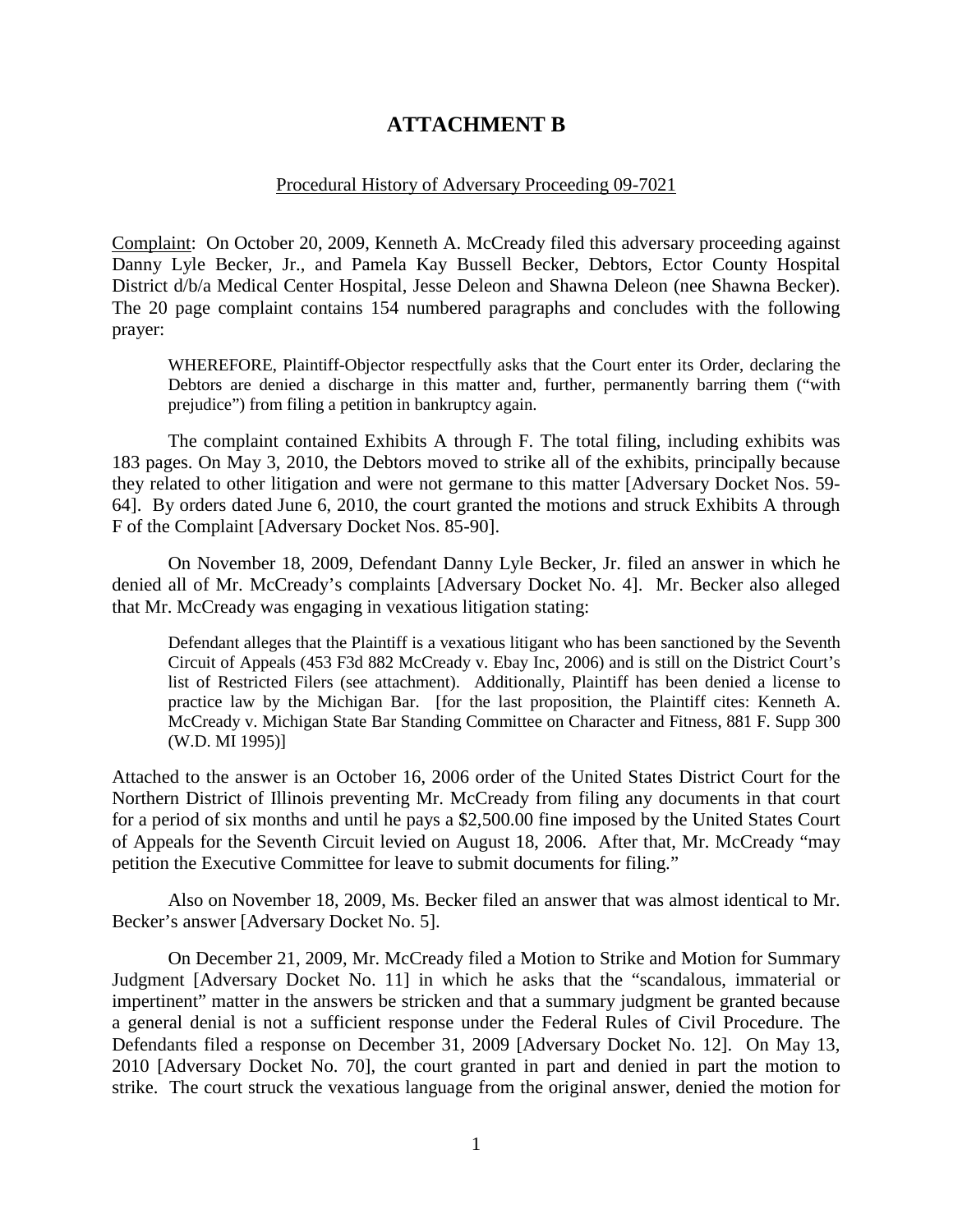# ATTACHMENT B

Procedural History of Adversary Proceeding 09-7021

Complaint: On October 20, 2009, Kenneth A. McCready filed this adversary proceeding against Danny Lyle Becker, Jr., and Pamela Kay Bussell Becker, Debtors, Ector County Hospital District d/b/a Medical Center Hospital, Jesse Deleon and Shawna Deleon (nee Shawna Becker). The 20 page complaint contains 154 numbered paragraphs and concludes with the following prayer:

> WHEREFORE, Plaintiff-Objector respectfully asks that the Court enter its Order, declaring the Debtors are denied a discharge in this matter and, further, permanently barring them ("with prejudice") from filing a petition in bankruptcy again.

The complaint contained Exhibits A through F. The total filing, including exhibits was 183 pages. On May 3, 2010, the Debtors moved to strike all of the exhibits, principally because they related to other litigation and were not germane to this matter [Adversary Docket Nos. 59-64]. By orders dated June 6, 2010, the court granted the motions and struck Exhibits A through F of the Complaint [Adversary Docket Nos. 85-90].

On November 18, 2009, Defendant Danny Lyle Becker, Jr. filed an answer in which he denied all of Mr. McCready's complaints [Adversary Docket No. 4]. Mr. Becker also alleged that Mr. McCready was engaging in vexatious litigation stating:

> Defendant alleges that the Plaintiff is a vexatious litigant who has been sanctioned by the Seventh Circuit of Appeals (453 F3d 882 McCready v. Ebay Inc, 2006) and is still on the District Court's list of Restricted Filers (see attachment). Additionally, Plaintiff has been denied a license to practice law by the Michigan Bar. [for the last proposition, the Plaintiff cites: Kenneth A. McCready v. Michigan State Bar Standing Committee on Character and Fitness, 881 F. Supp 300 (W.D. MI 1995)]

Attached to the answer is an October 16, 2006 order of the United States District Court for the Northern District of Illinois preventing Mr. McCready from filing any documents in that court for a period of six months and until he pays a $2,500.00 fine imposed by the United States Court of Appeals for the Seventh Circuit levied on August 18, 2006. After that, Mr. McCready "may petition the Executive Committee for leave to submit documents for filing."

Also on November 18, 2009, Ms. Becker filed an answer that was almost identical to Mr. Becker's answer [Adversary Docket No. 5].

On December 21, 2009, Mr. McCready filed a Motion to Strike and Motion for Summary Judgment [Adversary Docket No. 11] in which he asks that the "scandalous, immaterial or impertinent" matter in the answers be stricken and that a summary judgment be granted because a general denial is not a sufficient response under the Federal Rules of Civil Procedure. The Defendants filed a response on December 31, 2009 [Adversary Docket No. 12]. On May 13, 2010 [Adversary Docket No. 70], the court granted in part and denied in part the motion to strike. The court struck the vexatious language from the original answer, denied the motion for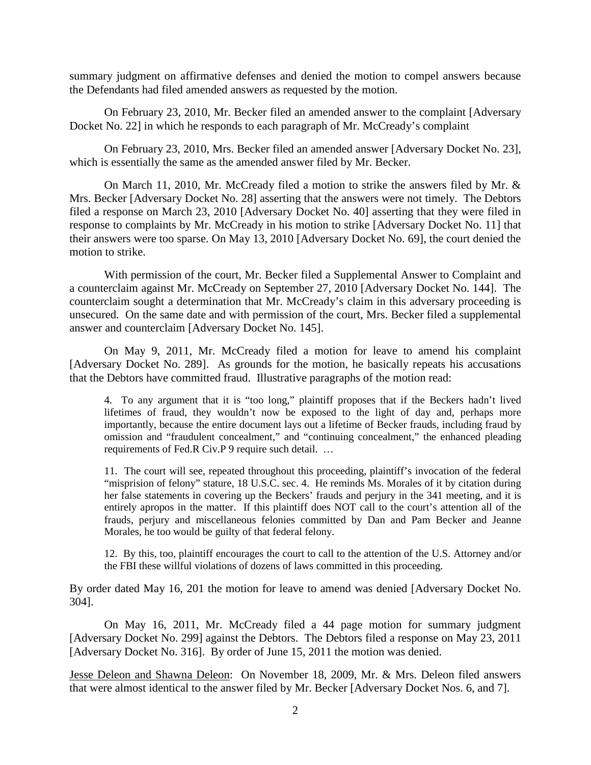summary judgment on affirmative defenses and denied the motion to compel answers because the Defendants had filed amended answers as requested by the motion.

On February 23, 2010, Mr. Becker filed an amended answer to the complaint [Adversary Docket No. 22] in which he responds to each paragraph of Mr. McCready's complaint

On February 23, 2010, Mrs. Becker filed an amended answer [Adversary Docket No. 23], which is essentially the same as the amended answer filed by Mr. Becker.

On March 11, 2010, Mr. McCready filed a motion to strike the answers filed by Mr. & Mrs. Becker [Adversary Docket No. 28] asserting that the answers were not timely. The Debtors filed a response on March 23, 2010 [Adversary Docket No. 40] asserting that they were filed in response to complaints by Mr. McCready in his motion to strike [Adversary Docket No. 11] that their answers were too sparse. On May 13, 2010 [Adversary Docket No. 69], the court denied the motion to strike.

With permission of the court, Mr. Becker filed a Supplemental Answer to Complaint and a counterclaim against Mr. McCready on September 27, 2010 [Adversary Docket No. 144]. The counterclaim sought a determination that Mr. McCready's claim in this adversary proceeding is unsecured. On the same date and with permission of the court, Mrs. Becker filed a supplemental answer and counterclaim [Adversary Docket No. 145].

On May 9, 2011, Mr. McCready filed a motion for leave to amend his complaint [Adversary Docket No. 289]. As grounds for the motion, he basically repeats his accusations that the Debtors have committed fraud. Illustrative paragraphs of the motion read:

> 4. To any argument that it is "too long," plaintiff proposes that if the Beckers hadn't lived lifetimes of fraud, they wouldn't now be exposed to the light of day and, perhaps more importantly, because the entire document lays out a lifetime of Becker frauds, including fraud by omission and "fraudulent concealment," and "continuing concealment," the enhanced pleading requirements of Fed.R Civ.P 9 require such detail. …
>
> 11. The court will see, repeated throughout this proceeding, plaintiff's invocation of the federal "misprision of felony" stature, 18 U.S.C. sec. 4. He reminds Ms. Morales of it by citation during her false statements in covering up the Beckers' frauds and perjury in the 341 meeting, and it is entirely apropos in the matter. If this plaintiff does NOT call to the court's attention all of the frauds, perjury and miscellaneous felonies committed by Dan and Pam Becker and Jeanne Morales, he too would be guilty of that federal felony.
>
> 12. By this, too, plaintiff encourages the court to call to the attention of the U.S. Attorney and/or the FBI these willful violations of dozens of laws committed in this proceeding.

By order dated May 16, 201 the motion for leave to amend was denied [Adversary Docket No. 304].

On May 16, 2011, Mr. McCready filed a 44 page motion for summary judgment [Adversary Docket No. 299] against the Debtors. The Debtors filed a response on May 23, 2011 [Adversary Docket No. 316]. By order of June 15, 2011 the motion was denied.

<u>Jesse Deleon and Shawna Deleon</u>: On November 18, 2009, Mr. & Mrs. Deleon filed answers that were almost identical to the answer filed by Mr. Becker [Adversary Docket Nos. 6, and 7].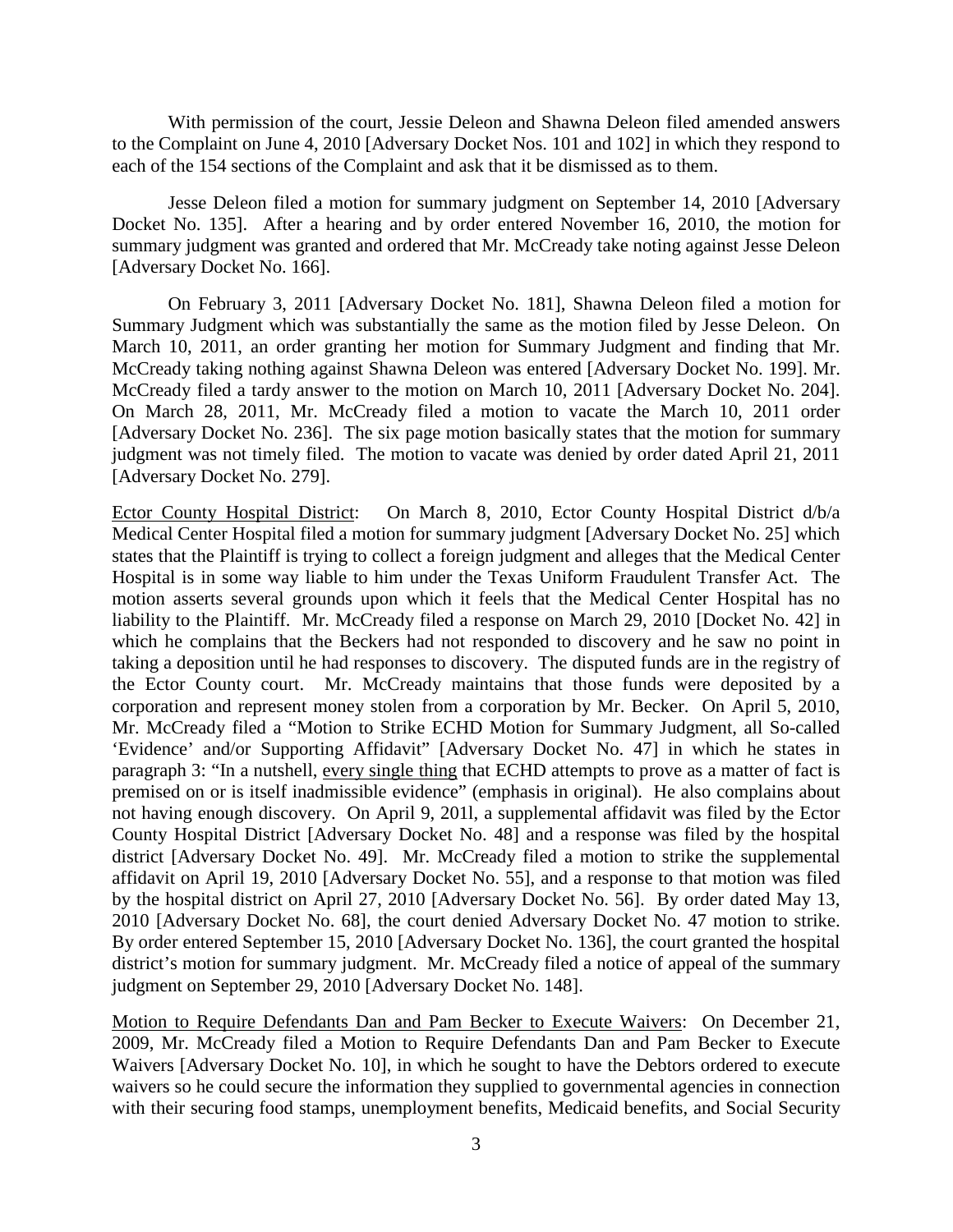With permission of the court, Jessie Deleon and Shawna Deleon filed amended answers to the Complaint on June 4, 2010 [Adversary Docket Nos. 101 and 102] in which they respond to each of the 154 sections of the Complaint and ask that it be dismissed as to them.

Jesse Deleon filed a motion for summary judgment on September 14, 2010 [Adversary Docket No. 135]. After a hearing and by order entered November 16, 2010, the motion for summary judgment was granted and ordered that Mr. McCready take noting against Jesse Deleon [Adversary Docket No. 166].

On February 3, 2011 [Adversary Docket No. 181], Shawna Deleon filed a motion for Summary Judgment which was substantially the same as the motion filed by Jesse Deleon. On March 10, 2011, an order granting her motion for Summary Judgment and finding that Mr. McCready taking nothing against Shawna Deleon was entered [Adversary Docket No. 199]. Mr. McCready filed a tardy answer to the motion on March 10, 2011 [Adversary Docket No. 204]. On March 28, 2011, Mr. McCready filed a motion to vacate the March 10, 2011 order [Adversary Docket No. 236]. The six page motion basically states that the motion for summary judgment was not timely filed. The motion to vacate was denied by order dated April 21, 2011 [Adversary Docket No. 279].

Ector County Hospital District: On March 8, 2010, Ector County Hospital District d/b/a Medical Center Hospital filed a motion for summary judgment [Adversary Docket No. 25] which states that the Plaintiff is trying to collect a foreign judgment and alleges that the Medical Center Hospital is in some way liable to him under the Texas Uniform Fraudulent Transfer Act. The motion asserts several grounds upon which it feels that the Medical Center Hospital has no liability to the Plaintiff. Mr. McCready filed a response on March 29, 2010 [Docket No. 42] in which he complains that the Beckers had not responded to discovery and he saw no point in taking a deposition until he had responses to discovery. The disputed funds are in the registry of the Ector County court. Mr. McCready maintains that those funds were deposited by a corporation and represent money stolen from a corporation by Mr. Becker. On April 5, 2010, Mr. McCready filed a "Motion to Strike ECHD Motion for Summary Judgment, all So-called 'Evidence' and/or Supporting Affidavit" [Adversary Docket No. 47] in which he states in paragraph 3: "In a nutshell, every single thing that ECHD attempts to prove as a matter of fact is premised on or is itself inadmissible evidence" (emphasis in original). He also complains about not having enough discovery. On April 9, 201l, a supplemental affidavit was filed by the Ector County Hospital District [Adversary Docket No. 48] and a response was filed by the hospital district [Adversary Docket No. 49]. Mr. McCready filed a motion to strike the supplemental affidavit on April 19, 2010 [Adversary Docket No. 55], and a response to that motion was filed by the hospital district on April 27, 2010 [Adversary Docket No. 56]. By order dated May 13, 2010 [Adversary Docket No. 68], the court denied Adversary Docket No. 47 motion to strike. By order entered September 15, 2010 [Adversary Docket No. 136], the court granted the hospital district's motion for summary judgment. Mr. McCready filed a notice of appeal of the summary judgment on September 29, 2010 [Adversary Docket No. 148].

Motion to Require Defendants Dan and Pam Becker to Execute Waivers: On December 21, 2009, Mr. McCready filed a Motion to Require Defendants Dan and Pam Becker to Execute Waivers [Adversary Docket No. 10], in which he sought to have the Debtors ordered to execute waivers so he could secure the information they supplied to governmental agencies in connection with their securing food stamps, unemployment benefits, Medicaid benefits, and Social Security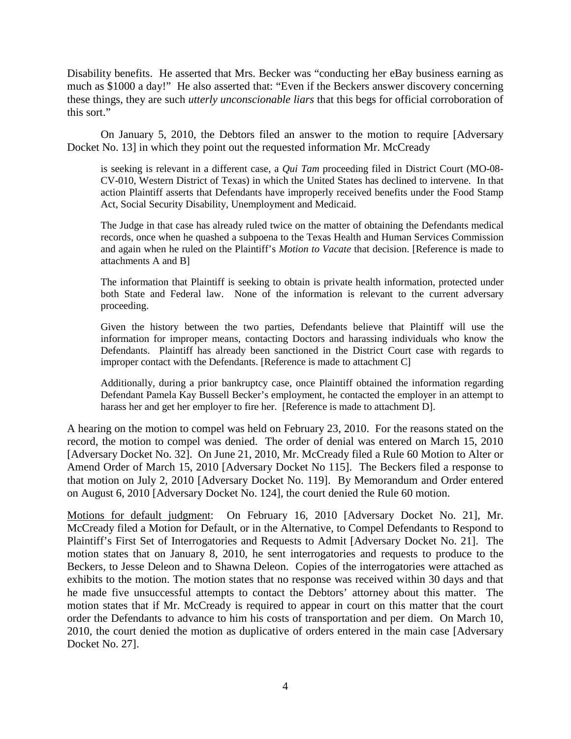Disability benefits. He asserted that Mrs. Becker was "conducting her eBay business earning as much as $1000 a day!" He also asserted that: "Even if the Beckers answer discovery concerning these things, they are such *utterly unconscionable liars* that this begs for official corroboration of this sort."

On January 5, 2010, the Debtors filed an answer to the motion to require [Adversary Docket No. 13] in which they point out the requested information Mr. McCready

> is seeking is relevant in a different case, a *Qui Tam* proceeding filed in District Court (MO-08-CV-010, Western District of Texas) in which the United States has declined to intervene. In that action Plaintiff asserts that Defendants have improperly received benefits under the Food Stamp Act, Social Security Disability, Unemployment and Medicaid.
>
> The Judge in that case has already ruled twice on the matter of obtaining the Defendants medical records, once when he quashed a subpoena to the Texas Health and Human Services Commission and again when he ruled on the Plaintiff's *Motion to Vacate* that decision. [Reference is made to attachments A and B]
>
> The information that Plaintiff is seeking to obtain is private health information, protected under both State and Federal law. None of the information is relevant to the current adversary proceeding.
>
> Given the history between the two parties, Defendants believe that Plaintiff will use the information for improper means, contacting Doctors and harassing individuals who know the Defendants. Plaintiff has already been sanctioned in the District Court case with regards to improper contact with the Defendants. [Reference is made to attachment C]
>
> Additionally, during a prior bankruptcy case, once Plaintiff obtained the information regarding Defendant Pamela Kay Bussell Becker's employment, he contacted the employer in an attempt to harass her and get her employer to fire her. [Reference is made to attachment D].

A hearing on the motion to compel was held on February 23, 2010. For the reasons stated on the record, the motion to compel was denied. The order of denial was entered on March 15, 2010 [Adversary Docket No. 32]. On June 21, 2010, Mr. McCready filed a Rule 60 Motion to Alter or Amend Order of March 15, 2010 [Adversary Docket No 115]. The Beckers filed a response to that motion on July 2, 2010 [Adversary Docket No. 119]. By Memorandum and Order entered on August 6, 2010 [Adversary Docket No. 124], the court denied the Rule 60 motion.

<u>Motions for default judgment</u>: On February 16, 2010 [Adversary Docket No. 21], Mr. McCready filed a Motion for Default, or in the Alternative, to Compel Defendants to Respond to Plaintiff's First Set of Interrogatories and Requests to Admit [Adversary Docket No. 21]. The motion states that on January 8, 2010, he sent interrogatories and requests to produce to the Beckers, to Jesse Deleon and to Shawna Deleon. Copies of the interrogatories were attached as exhibits to the motion. The motion states that no response was received within 30 days and that he made five unsuccessful attempts to contact the Debtors' attorney about this matter. The motion states that if Mr. McCready is required to appear in court on this matter that the court order the Defendants to advance to him his costs of transportation and per diem. On March 10, 2010, the court denied the motion as duplicative of orders entered in the main case [Adversary Docket No. 27].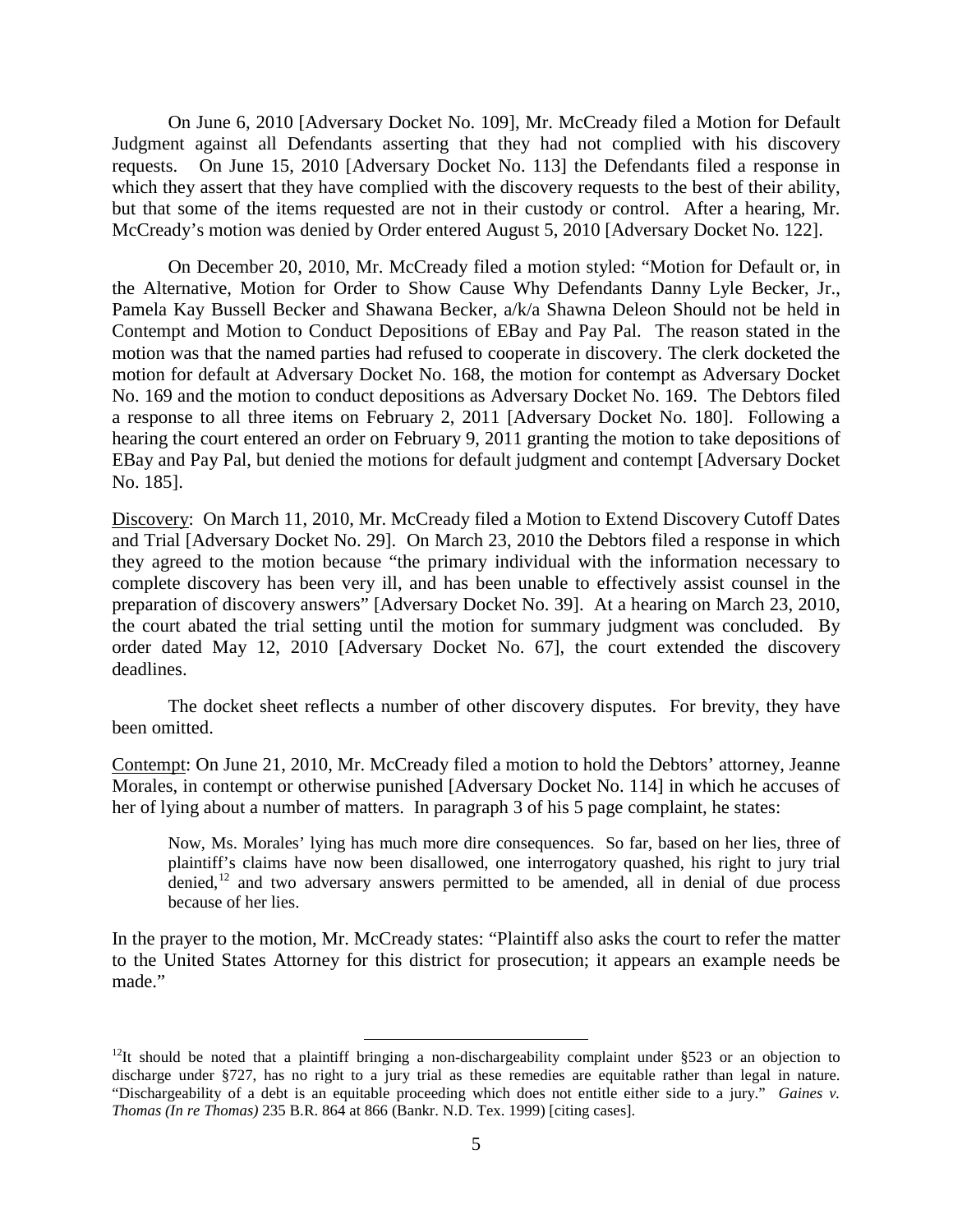On June 6, 2010 [Adversary Docket No. 109], Mr. McCready filed a Motion for Default Judgment against all Defendants asserting that they had not complied with his discovery requests. On June 15, 2010 [Adversary Docket No. 113] the Defendants filed a response in which they assert that they have complied with the discovery requests to the best of their ability, but that some of the items requested are not in their custody or control. After a hearing, Mr. McCready's motion was denied by Order entered August 5, 2010 [Adversary Docket No. 122].

On December 20, 2010, Mr. McCready filed a motion styled: "Motion for Default or, in the Alternative, Motion for Order to Show Cause Why Defendants Danny Lyle Becker, Jr., Pamela Kay Bussell Becker and Shawana Becker, a/k/a Shawna Deleon Should not be held in Contempt and Motion to Conduct Depositions of EBay and Pay Pal. The reason stated in the motion was that the named parties had refused to cooperate in discovery. The clerk docketed the motion for default at Adversary Docket No. 168, the motion for contempt as Adversary Docket No. 169 and the motion to conduct depositions as Adversary Docket No. 169. The Debtors filed a response to all three items on February 2, 2011 [Adversary Docket No. 180]. Following a hearing the court entered an order on February 9, 2011 granting the motion to take depositions of EBay and Pay Pal, but denied the motions for default judgment and contempt [Adversary Docket No. 185].

<u>Discovery</u>: On March 11, 2010, Mr. McCready filed a Motion to Extend Discovery Cutoff Dates and Trial [Adversary Docket No. 29]. On March 23, 2010 the Debtors filed a response in which they agreed to the motion because "the primary individual with the information necessary to complete discovery has been very ill, and has been unable to effectively assist counsel in the preparation of discovery answers" [Adversary Docket No. 39]. At a hearing on March 23, 2010, the court abated the trial setting until the motion for summary judgment was concluded. By order dated May 12, 2010 [Adversary Docket No. 67], the court extended the discovery deadlines.

The docket sheet reflects a number of other discovery disputes. For brevity, they have been omitted.

<u>Contempt</u>: On June 21, 2010, Mr. McCready filed a motion to hold the Debtors' attorney, Jeanne Morales, in contempt or otherwise punished [Adversary Docket No. 114] in which he accuses of her of lying about a number of matters. In paragraph 3 of his 5 page complaint, he states:

> Now, Ms. Morales' lying has much more dire consequences. So far, based on her lies, three of plaintiff's claims have now been disallowed, one interrogatory quashed, his right to jury trial denied,[12] and two adversary answers permitted to be amended, all in denial of due process because of her lies.

In the prayer to the motion, Mr. McCready states: "Plaintiff also asks the court to refer the matter to the United States Attorney for this district for prosecution; it appears an example needs be made."

---

[12]It should be noted that a plaintiff bringing a non-dischargeability complaint under §523 or an objection to discharge under §727, has no right to a jury trial as these remedies are equitable rather than legal in nature. "Dischargeability of a debt is an equitable proceeding which does not entitle either side to a jury." *Gaines v. Thomas (In re Thomas)* 235 B.R. 864 at 866 (Bankr. N.D. Tex. 1999) [citing cases].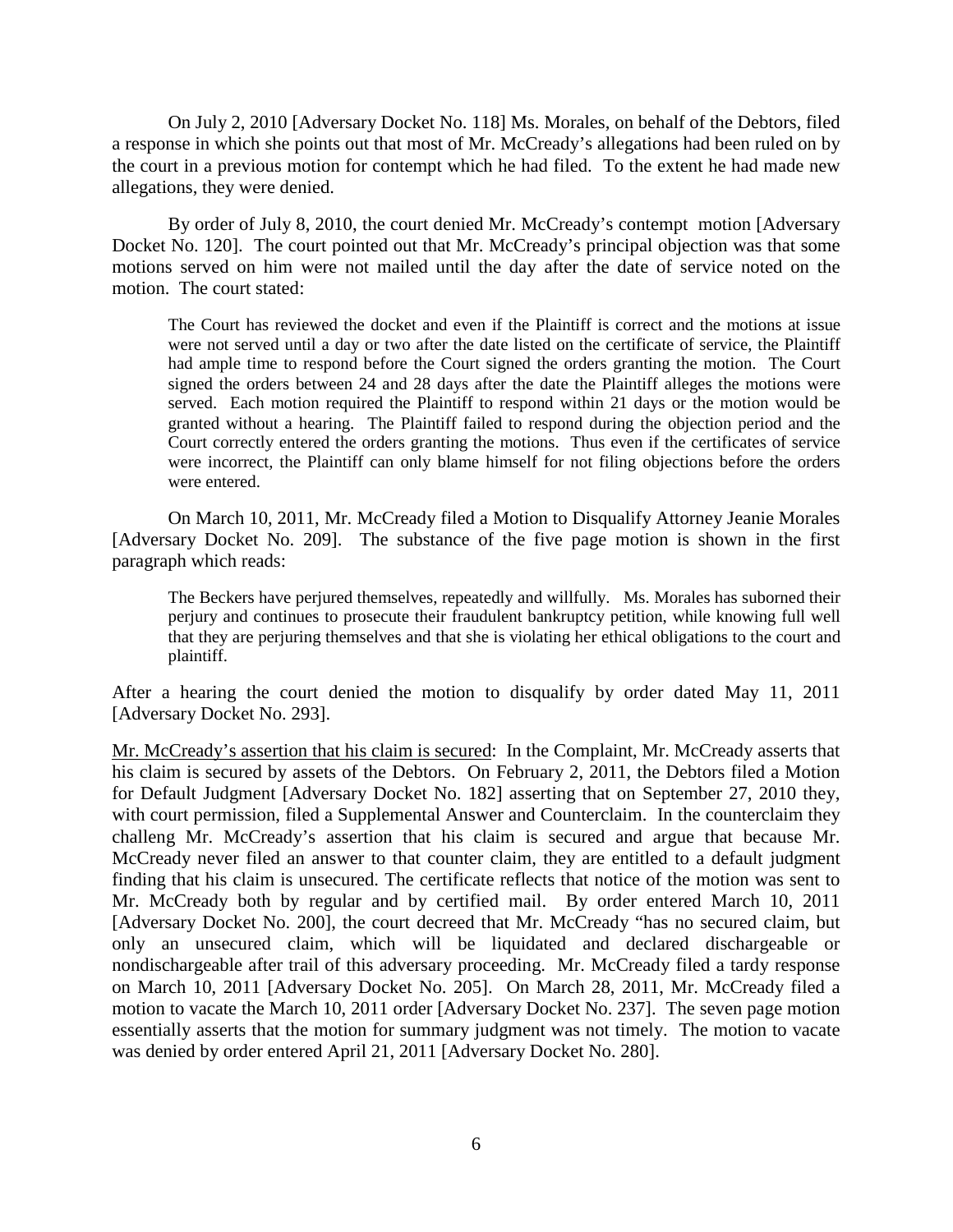On July 2, 2010 [Adversary Docket No. 118] Ms. Morales, on behalf of the Debtors, filed a response in which she points out that most of Mr. McCready's allegations had been ruled on by the court in a previous motion for contempt which he had filed. To the extent he had made new allegations, they were denied.

By order of July 8, 2010, the court denied Mr. McCready's contempt motion [Adversary Docket No. 120]. The court pointed out that Mr. McCready's principal objection was that some motions served on him were not mailed until the day after the date of service noted on the motion. The court stated:

> The Court has reviewed the docket and even if the Plaintiff is correct and the motions at issue were not served until a day or two after the date listed on the certificate of service, the Plaintiff had ample time to respond before the Court signed the orders granting the motion. The Court signed the orders between 24 and 28 days after the date the Plaintiff alleges the motions were served. Each motion required the Plaintiff to respond within 21 days or the motion would be granted without a hearing. The Plaintiff failed to respond during the objection period and the Court correctly entered the orders granting the motions. Thus even if the certificates of service were incorrect, the Plaintiff can only blame himself for not filing objections before the orders were entered.

On March 10, 2011, Mr. McCready filed a Motion to Disqualify Attorney Jeanie Morales [Adversary Docket No. 209]. The substance of the five page motion is shown in the first paragraph which reads:

> The Beckers have perjured themselves, repeatedly and willfully. Ms. Morales has suborned their perjury and continues to prosecute their fraudulent bankruptcy petition, while knowing full well that they are perjuring themselves and that she is violating her ethical obligations to the court and plaintiff.

After a hearing the court denied the motion to disqualify by order dated May 11, 2011 [Adversary Docket No. 293].

Mr. McCready's assertion that his claim is secured: In the Complaint, Mr. McCready asserts that his claim is secured by assets of the Debtors. On February 2, 2011, the Debtors filed a Motion for Default Judgment [Adversary Docket No. 182] asserting that on September 27, 2010 they, with court permission, filed a Supplemental Answer and Counterclaim. In the counterclaim they challeng Mr. McCready's assertion that his claim is secured and argue that because Mr. McCready never filed an answer to that counter claim, they are entitled to a default judgment finding that his claim is unsecured. The certificate reflects that notice of the motion was sent to Mr. McCready both by regular and by certified mail. By order entered March 10, 2011 [Adversary Docket No. 200], the court decreed that Mr. McCready "has no secured claim, but only an unsecured claim, which will be liquidated and declared dischargeable or nondischargeable after trail of this adversary proceeding. Mr. McCready filed a tardy response on March 10, 2011 [Adversary Docket No. 205]. On March 28, 2011, Mr. McCready filed a motion to vacate the March 10, 2011 order [Adversary Docket No. 237]. The seven page motion essentially asserts that the motion for summary judgment was not timely. The motion to vacate was denied by order entered April 21, 2011 [Adversary Docket No. 280].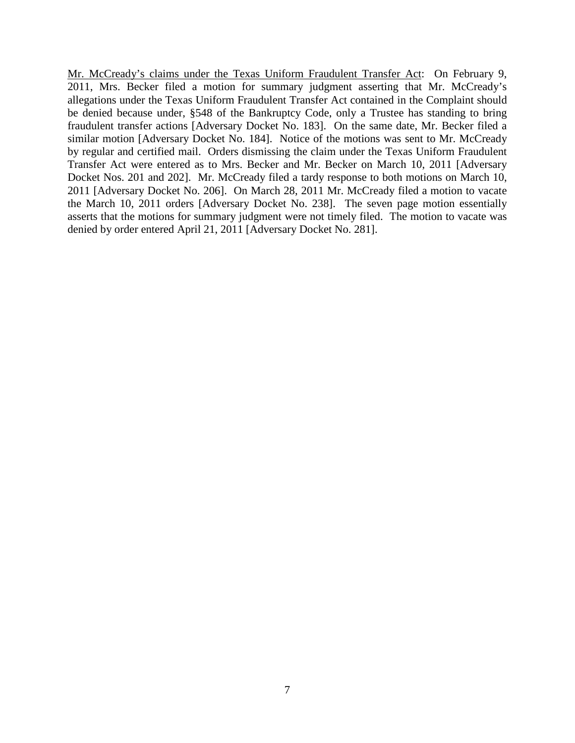<u>Mr. McCready's claims under the Texas Uniform Fraudulent Transfer Act</u>: On February 9, 2011, Mrs. Becker filed a motion for summary judgment asserting that Mr. McCready's allegations under the Texas Uniform Fraudulent Transfer Act contained in the Complaint should be denied because under, §548 of the Bankruptcy Code, only a Trustee has standing to bring fraudulent transfer actions [Adversary Docket No. 183]. On the same date, Mr. Becker filed a similar motion [Adversary Docket No. 184]. Notice of the motions was sent to Mr. McCready by regular and certified mail. Orders dismissing the claim under the Texas Uniform Fraudulent Transfer Act were entered as to Mrs. Becker and Mr. Becker on March 10, 2011 [Adversary Docket Nos. 201 and 202]. Mr. McCready filed a tardy response to both motions on March 10, 2011 [Adversary Docket No. 206]. On March 28, 2011 Mr. McCready filed a motion to vacate the March 10, 2011 orders [Adversary Docket No. 238]. The seven page motion essentially asserts that the motions for summary judgment were not timely filed. The motion to vacate was denied by order entered April 21, 2011 [Adversary Docket No. 281].